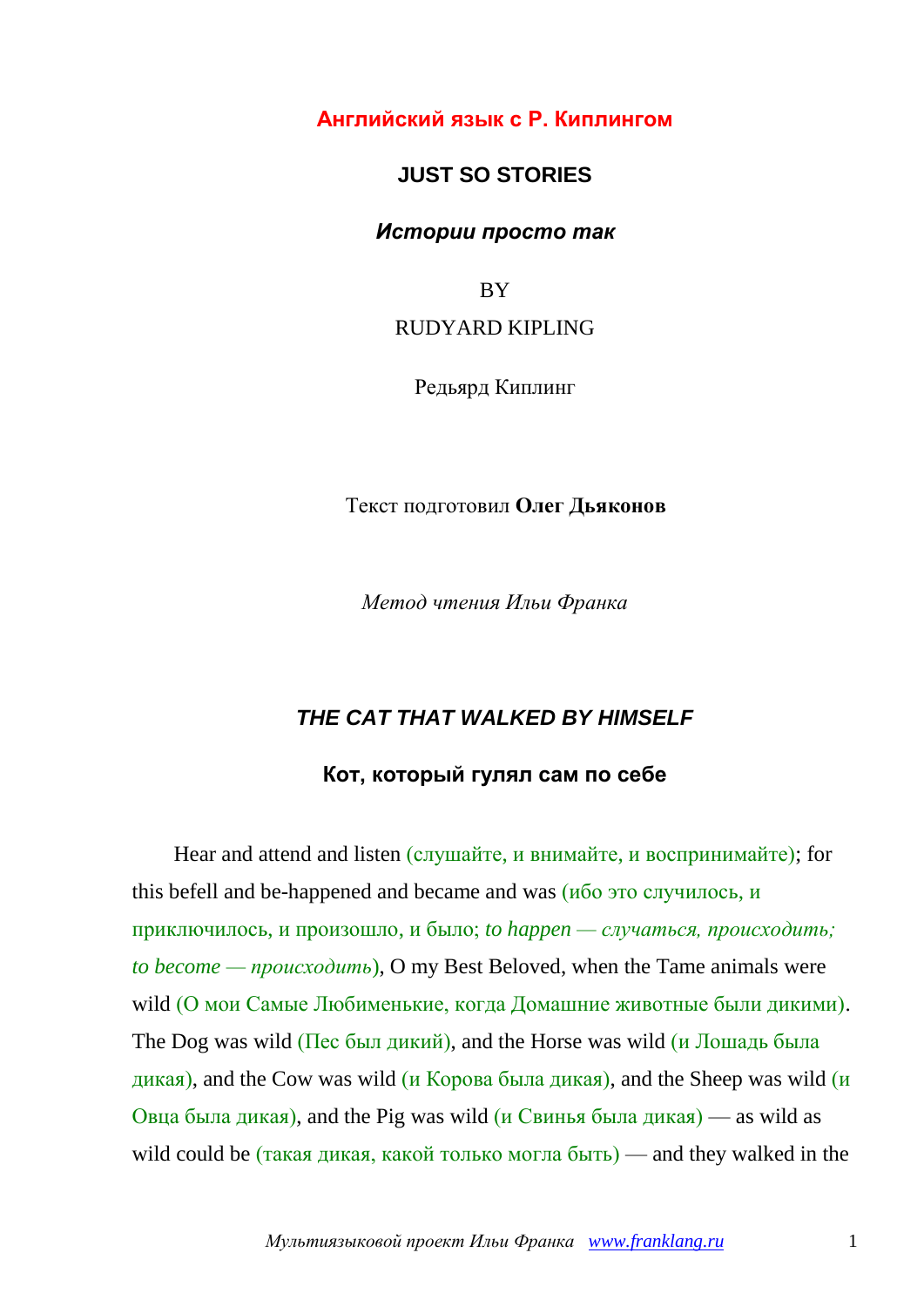**Английский язык с Р. Киплингом**

# JUST SO STORIES

***Истории просто так***

BY

RUDYARD KIPLING

Редьярд Киплинг

Текст подготовил **Олег Дьяконов**

*Метод чтения Ильи Франка*

## *THE CAT THAT WALKED BY HIMSELF*

### Кот, который гулял сам по себе

Hear and attend and listen (слушайте, и внимайте, и воспринимайте); for this befell and be-happened and became and was (ибо это случилось, и приключилось, и произошло, и было; *to happen — случаться, происходить; to become — происходить*), O my Best Beloved, when the Tame animals were wild (О мои Самые Любименькие, когда Домашние животные были дикими). The Dog was wild (Пес был дикий), and the Horse was wild (и Лошадь была дикая), and the Cow was wild (и Корова была дикая), and the Sheep was wild (и Овца была дикая), and the Pig was wild (и Свинья была дикая) — as wild as wild could be (такая дикая, какой только могла быть) — and they walked in the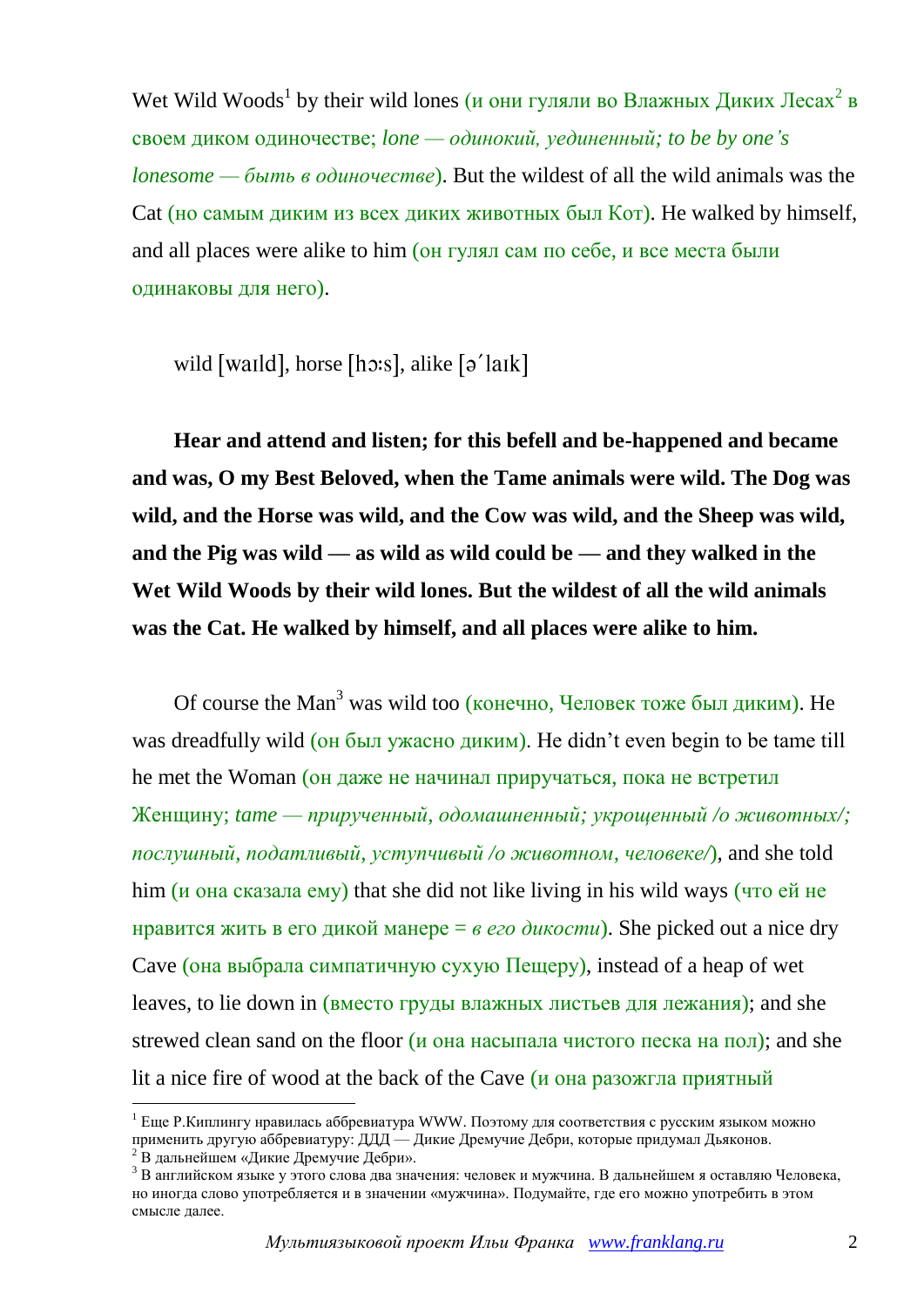Wet Wild Woods[1] by their wild lones (и они гуляли во Влажных Диких Лесах[2] в своем диком одиночестве; *lone — одинокий, уединенный; to be by one's lonesome — быть в одиночестве*). But the wildest of all the wild animals was the Cat (но самым диким из всех диких животных был Кот). He walked by himself, and all places were alike to him (он гулял сам по себе, и все места были одинаковы для него).

wild [waɪld], horse [hɔːs], alike [əˈlaɪk]

**Hear and attend and listen; for this befell and be-happened and became and was, O my Best Beloved, when the Tame animals were wild. The Dog was wild, and the Horse was wild, and the Cow was wild, and the Sheep was wild, and the Pig was wild — as wild as wild could be — and they walked in the Wet Wild Woods by their wild lones. But the wildest of all the wild animals was the Cat. He walked by himself, and all places were alike to him.**

Of course the Man[3] was wild too (конечно, Человек тоже был диким). He was dreadfully wild (он был ужасно диким). He didn't even begin to be tame till he met the Woman (он даже не начинал приручаться, пока не встретил Женщину; *tame — прирученный, одомашненный; укрощенный /о животных/; послушный, податливый, уступчивый /о животном, человеке/*), and she told him (и она сказала ему) that she did not like living in his wild ways (что ей не нравится жить в его дикой манере = *в его дикости*). She picked out a nice dry Cave (она выбрала симпатичную сухую Пещеру), instead of a heap of wet leaves, to lie down in (вместо груды влажных листьев для лежания); and she strewed clean sand on the floor (и она насыпала чистого песка на пол); and she lit a nice fire of wood at the back of the Cave (и она разожгла приятный

---

[1] Еще Р.Киплингу нравилась аббревиатура WWW. Поэтому для соответствия с русским языком можно применить другую аббревиатуру: ДДД — Дикие Дремучие Дебри, которые придумал Дьяконов.

[2] В дальнейшем «Дикие Дремучие Дебри».

[3] В английском языке у этого слова два значения: человек и мужчина. В дальнейшем я оставляю Человека, но иногда слово употребляется и в значении «мужчина». Подумайте, где его можно употребить в этом смысле далее.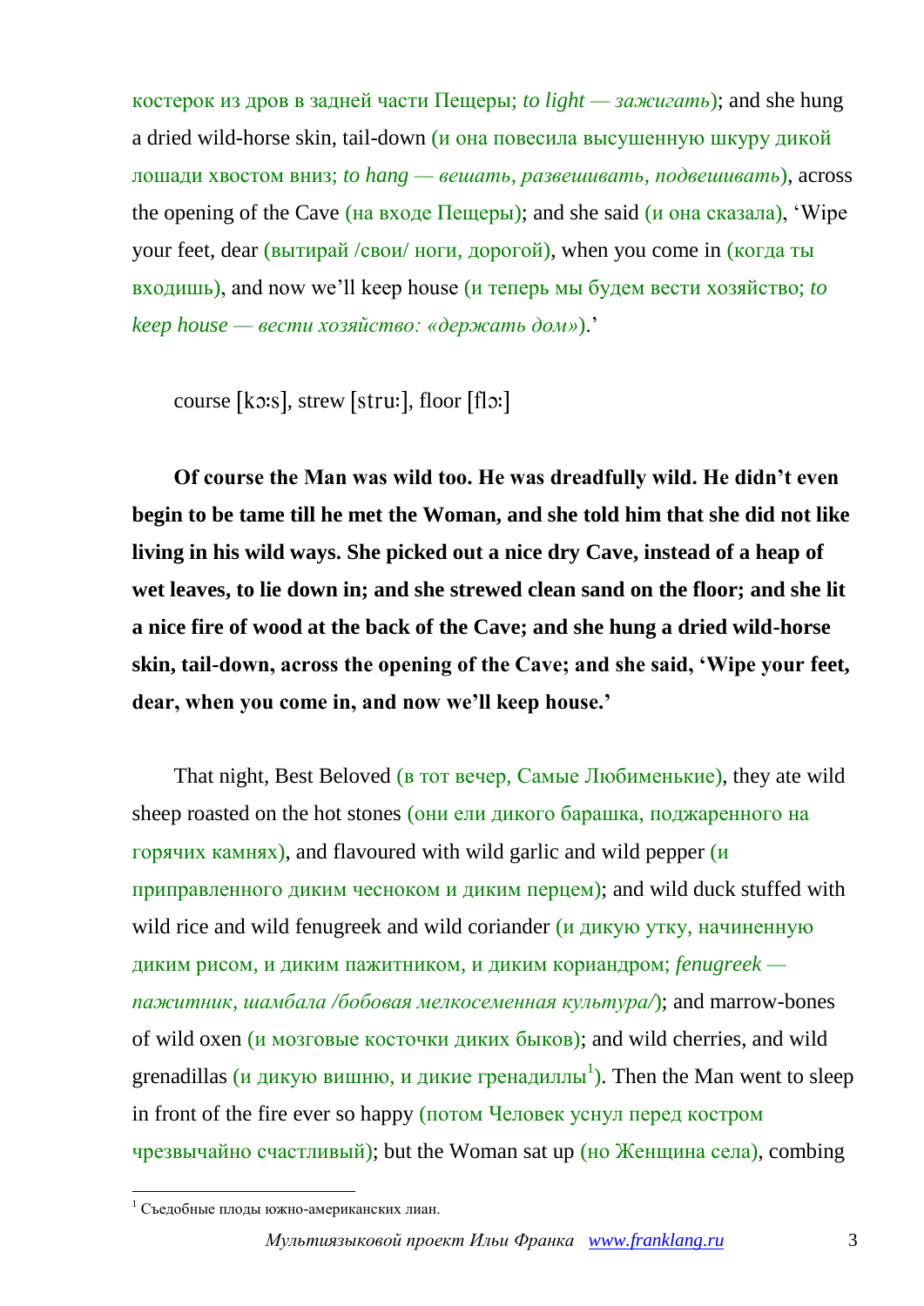костерок из дров в задней части Пещеры; *to light — зажигать*); and she hung a dried wild-horse skin, tail-down (и она повесила высушенную шкуру дикой лошади хвостом вниз; *to hang — вешать, развешивать, подвешивать*), across the opening of the Cave (на входе Пещеры); and she said (и она сказала), 'Wipe your feet, dear (вытирай /свои/ ноги, дорогой), when you come in (когда ты входишь), and now we'll keep house (и теперь мы будем вести хозяйство; *to keep house — вести хозяйство: «держать дом»*).'

course [kɔːs], strew [struː], floor [flɔː]

**Of course the Man was wild too. He was dreadfully wild. He didn't even begin to be tame till he met the Woman, and she told him that she did not like living in his wild ways. She picked out a nice dry Cave, instead of a heap of wet leaves, to lie down in; and she strewed clean sand on the floor; and she lit a nice fire of wood at the back of the Cave; and she hung a dried wild-horse skin, tail-down, across the opening of the Cave; and she said, 'Wipe your feet, dear, when you come in, and now we'll keep house.'**

That night, Best Beloved (в тот вечер, Самые Любименькие), they ate wild sheep roasted on the hot stones (они ели дикого барашка, поджаренного на горячих камнях), and flavoured with wild garlic and wild pepper (и приправленного диким чесноком и диким перцем); and wild duck stuffed with wild rice and wild fenugreek and wild coriander (и дикую утку, начиненную диким рисом, и диким пажитником, и диким кориандром; *fenugreek — пажитник, шамбала /бобовая мелкосеменная культура/*); and marrow-bones of wild oxen (и мозговые косточки диких быков); and wild cherries, and wild grenadillas (и дикую вишню, и дикие гренадиллы[1]). Then the Man went to sleep in front of the fire ever so happy (потом Человек уснул перед костром чрезвычайно счастливый); but the Woman sat up (но Женщина села), combing

[1] Съедобные плоды южно-американских лиан.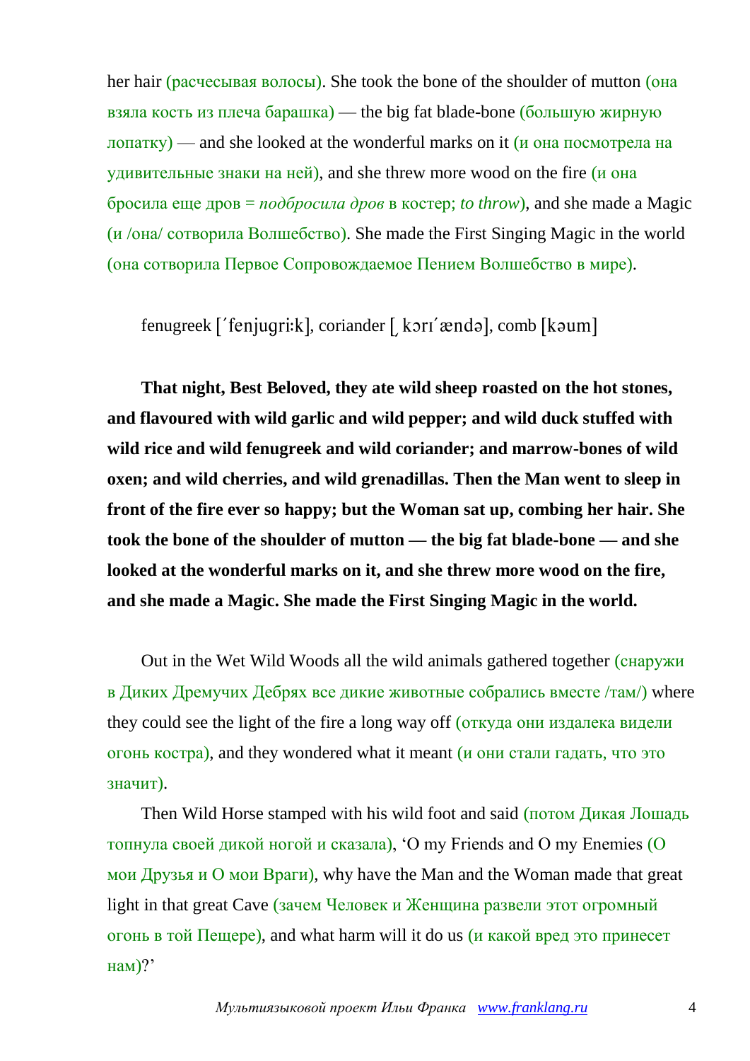her hair (расчесывая волосы). She took the bone of the shoulder of mutton (она взяла кость из плеча барашка) — the big fat blade-bone (большую жирную лопатку) — and she looked at the wonderful marks on it (и она посмотрела на удивительные знаки на ней), and she threw more wood on the fire (и она бросила еще дров = *подбросила дров* в костер; *to throw*), and she made a Magic (и /она/ сотворила Волшебство). She made the First Singing Magic in the world (она сотворила Первое Сопровождаемое Пением Волшебство в мире).

fenugreek [ˈfenjugriːk], coriander [ˌkɔrɪˈændə], comb [kəum]

**That night, Best Beloved, they ate wild sheep roasted on the hot stones, and flavoured with wild garlic and wild pepper; and wild duck stuffed with wild rice and wild fenugreek and wild coriander; and marrow-bones of wild oxen; and wild cherries, and wild grenadillas. Then the Man went to sleep in front of the fire ever so happy; but the Woman sat up, combing her hair. She took the bone of the shoulder of mutton — the big fat blade-bone — and she looked at the wonderful marks on it, and she threw more wood on the fire, and she made a Magic. She made the First Singing Magic in the world.**

Out in the Wet Wild Woods all the wild animals gathered together (снаружи в Диких Дремучих Дебрях все дикие животные собрались вместе /там/) where they could see the light of the fire a long way off (откуда они издалека видели огонь костра), and they wondered what it meant (и они стали гадать, что это значит).

Then Wild Horse stamped with his wild foot and said (потом Дикая Лошадь топнула своей дикой ногой и сказала), 'O my Friends and O my Enemies (О мои Друзья и О мои Враги), why have the Man and the Woman made that great light in that great Cave (зачем Человек и Женщина развели этот огромный огонь в той Пещере), and what harm will it do us (и какой вред это принесет нам)?'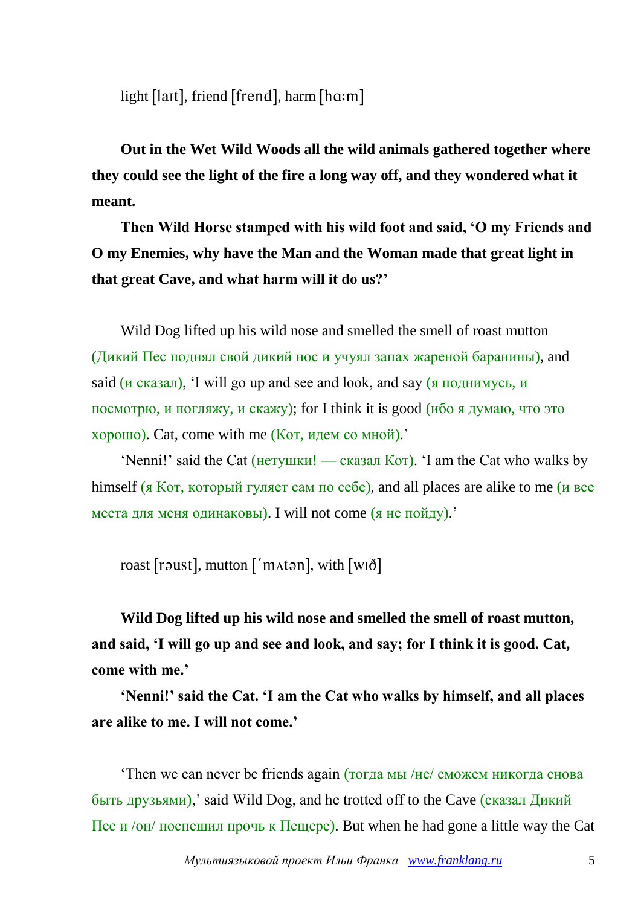light [laɪt], friend [frend], harm [hɑːm]

**Out in the Wet Wild Woods all the wild animals gathered together where they could see the light of the fire a long way off, and they wondered what it meant.**

**Then Wild Horse stamped with his wild foot and said, 'O my Friends and O my Enemies, why have the Man and the Woman made that great light in that great Cave, and what harm will it do us?'**

Wild Dog lifted up his wild nose and smelled the smell of roast mutton (Дикий Пес поднял свой дикий нос и учуял запах жареной баранины), and said (и сказал), 'I will go up and see and look, and say (я поднимусь, и посмотрю, и погляжу, и скажу); for I think it is good (ибо я думаю, что это хорошо). Cat, come with me (Кот, идем со мной).'

'Nenni!' said the Cat (нетушки! — сказал Кот). 'I am the Cat who walks by himself (я Кот, который гуляет сам по себе), and all places are alike to me (и все места для меня одинаковы). I will not come (я не пойду).'

roast [rəust], mutton [ˈmʌtən], with [wɪð]

**Wild Dog lifted up his wild nose and smelled the smell of roast mutton, and said, 'I will go up and see and look, and say; for I think it is good. Cat, come with me.'**

**'Nenni!' said the Cat. 'I am the Cat who walks by himself, and all places are alike to me. I will not come.'**

'Then we can never be friends again (тогда мы /не/ сможем никогда снова быть друзьями),' said Wild Dog, and he trotted off to the Cave (сказал Дикий Пес и /он/ поспешил прочь к Пещере). But when he had gone a little way the Cat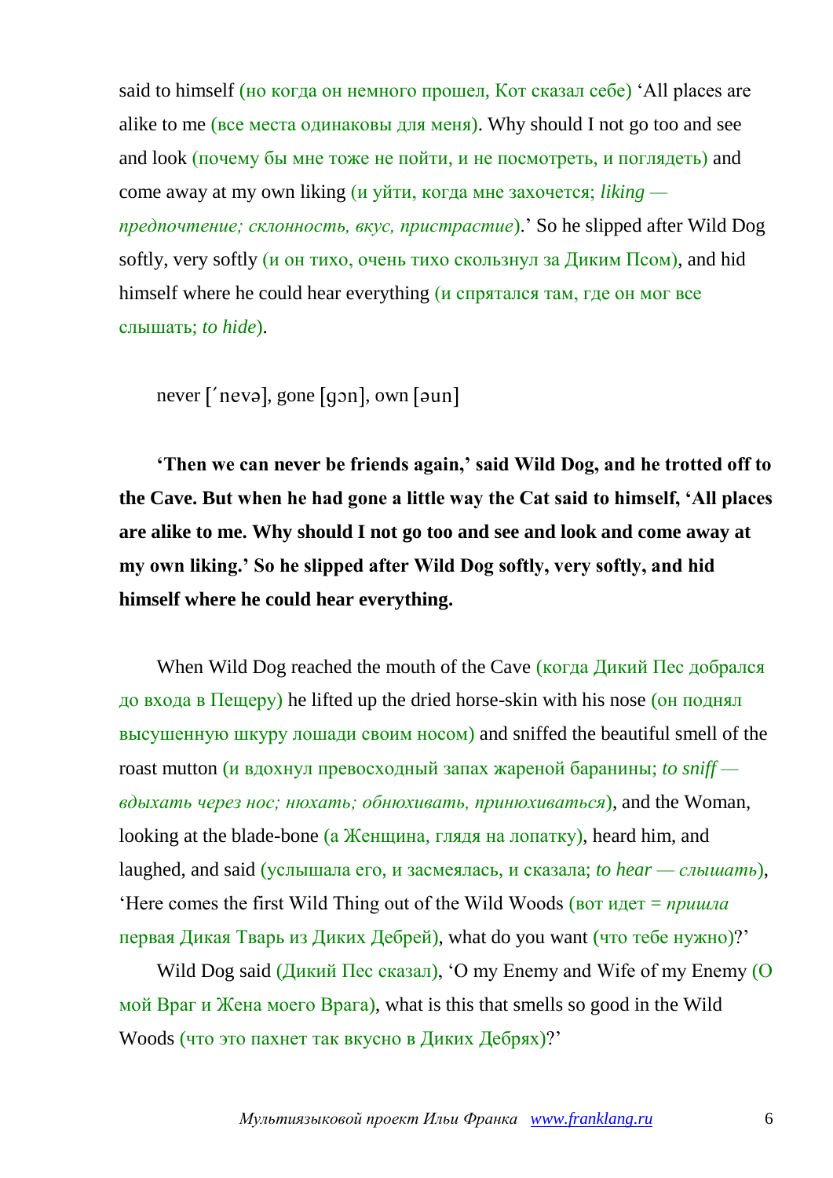said to himself (но когда он немного прошел, Кот сказал себе) 'All places are alike to me (все места одинаковы для меня). Why should I not go too and see and look (почему бы мне тоже не пойти, и не посмотреть, и поглядеть) and come away at my own liking (и уйти, когда мне захочется; *liking — предпочтение; склонность, вкус, пристрастие*).' So he slipped after Wild Dog softly, very softly (и он тихо, очень тихо скользнул за Диким Псом), and hid himself where he could hear everything (и спрятался там, где он мог все слышать; *to hide*).

never [ˊnevə], gone [gɔn], own [əun]

**'Then we can never be friends again,' said Wild Dog, and he trotted off to the Cave. But when he had gone a little way the Cat said to himself, 'All places are alike to me. Why should I not go too and see and look and come away at my own liking.' So he slipped after Wild Dog softly, very softly, and hid himself where he could hear everything.**

When Wild Dog reached the mouth of the Cave (когда Дикий Пес добрался до входа в Пещеру) he lifted up the dried horse-skin with his nose (он поднял высушенную шкуру лошади своим носом) and sniffed the beautiful smell of the roast mutton (и вдохнул превосходный запах жареной баранины; *to sniff — вдыхать через нос; нюхать; обнюхивать, принюхиваться*), and the Woman, looking at the blade-bone (а Женщина, глядя на лопатку), heard him, and laughed, and said (услышала его, и засмеялась, и сказала; *to hear — слышать*), 'Here comes the first Wild Thing out of the Wild Woods (вот идет = *пришла* первая Дикая Тварь из Диких Дебрей), what do you want (что тебе нужно)?'

Wild Dog said (Дикий Пес сказал), 'O my Enemy and Wife of my Enemy (О мой Враг и Жена моего Врага), what is this that smells so good in the Wild Woods (что это пахнет так вкусно в Диких Дебрях)?'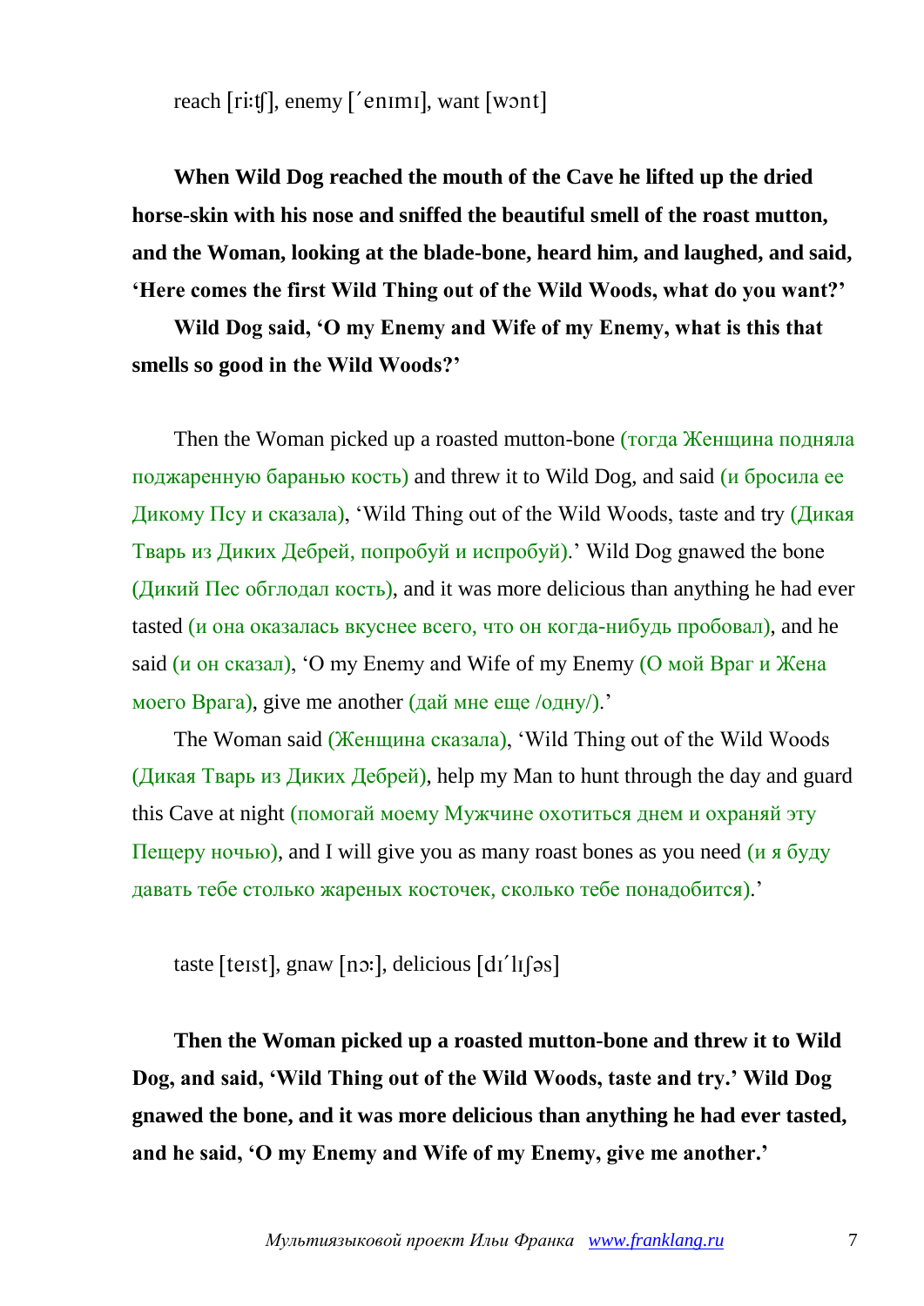reach [riːʧ], enemy [ˊenɪmɪ], want [wɔnt]

**When Wild Dog reached the mouth of the Cave he lifted up the dried horse-skin with his nose and sniffed the beautiful smell of the roast mutton, and the Woman, looking at the blade-bone, heard him, and laughed, and said, 'Here comes the first Wild Thing out of the Wild Woods, what do you want?'**

**Wild Dog said, 'O my Enemy and Wife of my Enemy, what is this that smells so good in the Wild Woods?'**

Then the Woman picked up a roasted mutton-bone (тогда Женщина подняла поджаренную баранью кость) and threw it to Wild Dog, and said (и бросила ее Дикому Псу и сказала), 'Wild Thing out of the Wild Woods, taste and try (Дикая Тварь из Диких Дебрей, попробуй и испробуй).' Wild Dog gnawed the bone (Дикий Пес обглодал кость), and it was more delicious than anything he had ever tasted (и она оказалась вкуснее всего, что он когда-нибудь пробовал), and he said (и он сказал), 'O my Enemy and Wife of my Enemy (О мой Враг и Жена моего Врага), give me another (дай мне еще /одну/).'

The Woman said (Женщина сказала), 'Wild Thing out of the Wild Woods (Дикая Тварь из Диких Дебрей), help my Man to hunt through the day and guard this Cave at night (помогай моему Мужчине охотиться днем и охраняй эту Пещеру ночью), and I will give you as many roast bones as you need (и я буду давать тебе столько жареных косточек, сколько тебе понадобится).'

taste [teɪst], gnaw [nɔː], delicious [dɪˊlɪʃəs]

**Then the Woman picked up a roasted mutton-bone and threw it to Wild Dog, and said, 'Wild Thing out of the Wild Woods, taste and try.' Wild Dog gnawed the bone, and it was more delicious than anything he had ever tasted, and he said, 'O my Enemy and Wife of my Enemy, give me another.'**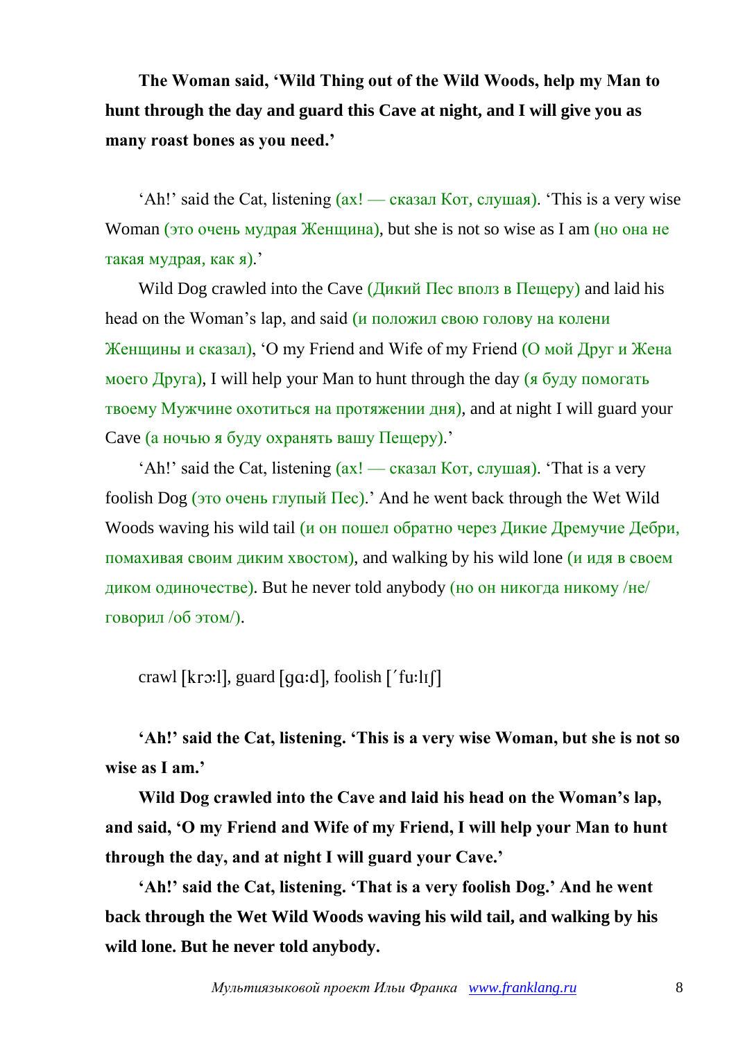**The Woman said, 'Wild Thing out of the Wild Woods, help my Man to hunt through the day and guard this Cave at night, and I will give you as many roast bones as you need.'**

'Ah!' said the Cat, listening (ах! — сказал Кот, слушая). 'This is a very wise Woman (это очень мудрая Женщина), but she is not so wise as I am (но она не такая мудрая, как я).'

Wild Dog crawled into the Cave (Дикий Пес вполз в Пещеру) and laid his head on the Woman's lap, and said (и положил свою голову на колени Женщины и сказал), 'O my Friend and Wife of my Friend (О мой Друг и Жена моего Друга), I will help your Man to hunt through the day (я буду помогать твоему Мужчине охотиться на протяжении дня), and at night I will guard your Cave (а ночью я буду охранять вашу Пещеру).'

'Ah!' said the Cat, listening (ах! — сказал Кот, слушая). 'That is a very foolish Dog (это очень глупый Пес).' And he went back through the Wet Wild Woods waving his wild tail (и он пошел обратно через Дикие Дремучие Дебри, помахивая своим диким хвостом), and walking by his wild lone (и идя в своем диком одиночестве). But he never told anybody (но он никогда никому /не/ говорил /об этом/).

crawl [krɔːl], guard [ɡɑːd], foolish [ˈfuːlɪʃ]

**'Ah!' said the Cat, listening. 'This is a very wise Woman, but she is not so wise as I am.'**

**Wild Dog crawled into the Cave and laid his head on the Woman's lap, and said, 'O my Friend and Wife of my Friend, I will help your Man to hunt through the day, and at night I will guard your Cave.'**

**'Ah!' said the Cat, listening. 'That is a very foolish Dog.' And he went back through the Wet Wild Woods waving his wild tail, and walking by his wild lone. But he never told anybody.**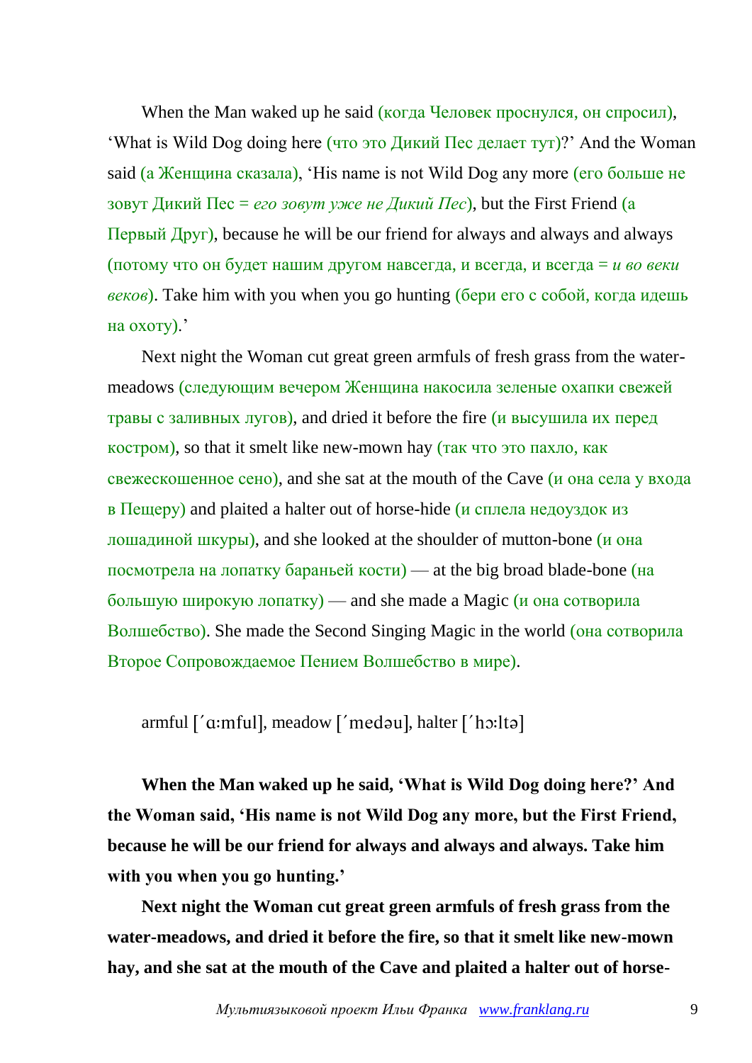When the Man waked up he said (когда Человек проснулся, он спросил), 'What is Wild Dog doing here (что это Дикий Пес делает тут)?' And the Woman said (а Женщина сказала), 'His name is not Wild Dog any more (его больше не зовут Дикий Пес = *его зовут уже не Дикий Пес*), but the First Friend (а Первый Друг), because he will be our friend for always and always and always (потому что он будет нашим другом навсегда, и всегда, и всегда = *и во веки веков*). Take him with you when you go hunting (бери его с собой, когда идешь на охоту).'

Next night the Woman cut great green armfuls of fresh grass from the water-meadows (следующим вечером Женщина накосила зеленые охапки свежей травы с заливных лугов), and dried it before the fire (и высушила их перед костром), so that it smelt like new-mown hay (так что это пахло, как свежескошенное сено), and she sat at the mouth of the Cave (и она села у входа в Пещеру) and plaited a halter out of horse-hide (и сплела недоуздок из лошадиной шкуры), and she looked at the shoulder of mutton-bone (и она посмотрела на лопатку бараньей кости) — at the big broad blade-bone (на большую широкую лопатку) — and she made a Magic (и она сотворила Волшебство). She made the Second Singing Magic in the world (она сотворила Второе Сопровождаемое Пением Волшебство в мире).

armful [ˊɑ:mful], meadow [ˊmedəu], halter [ˊhɔ:ltə]

**When the Man waked up he said, 'What is Wild Dog doing here?' And the Woman said, 'His name is not Wild Dog any more, but the First Friend, because he will be our friend for always and always and always. Take him with you when you go hunting.'**

**Next night the Woman cut great green armfuls of fresh grass from the water-meadows, and dried it before the fire, so that it smelt like new-mown hay, and she sat at the mouth of the Cave and plaited a halter out of horse-**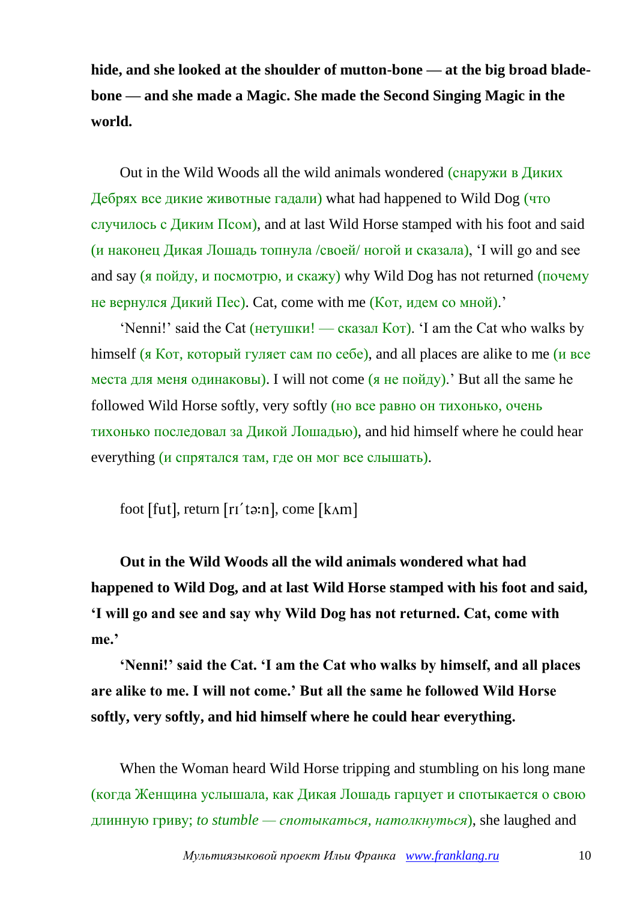**hide, and she looked at the shoulder of mutton-bone — at the big broad blade-bone — and she made a Magic. She made the Second Singing Magic in the world.**

Out in the Wild Woods all the wild animals wondered (снаружи в Диких Дебрях все дикие животные гадали) what had happened to Wild Dog (что случилось с Диким Псом), and at last Wild Horse stamped with his foot and said (и наконец Дикая Лошадь топнула /своей/ ногой и сказала), 'I will go and see and say (я пойду, и посмотрю, и скажу) why Wild Dog has not returned (почему не вернулся Дикий Пес). Cat, come with me (Кот, идем со мной).'

'Nenni!' said the Cat (нетушки! — сказал Кот). 'I am the Cat who walks by himself (я Кот, который гуляет сам по себе), and all places are alike to me (и все места для меня одинаковы). I will not come (я не пойду).' But all the same he followed Wild Horse softly, very softly (но все равно он тихонько, очень тихонько последовал за Дикой Лошадью), and hid himself where he could hear everything (и спрятался там, где он мог все слышать).

foot [fut], return [rɪˈtə:n], come [kʌm]

**Out in the Wild Woods all the wild animals wondered what had happened to Wild Dog, and at last Wild Horse stamped with his foot and said, 'I will go and see and say why Wild Dog has not returned. Cat, come with me.'**

**'Nenni!' said the Cat. 'I am the Cat who walks by himself, and all places are alike to me. I will not come.' But all the same he followed Wild Horse softly, very softly, and hid himself where he could hear everything.**

When the Woman heard Wild Horse tripping and stumbling on his long mane (когда Женщина услышала, как Дикая Лошадь гарцует и спотыкается о свою длинную гриву; *to stumble — спотыкаться, натолкнуться*), she laughed and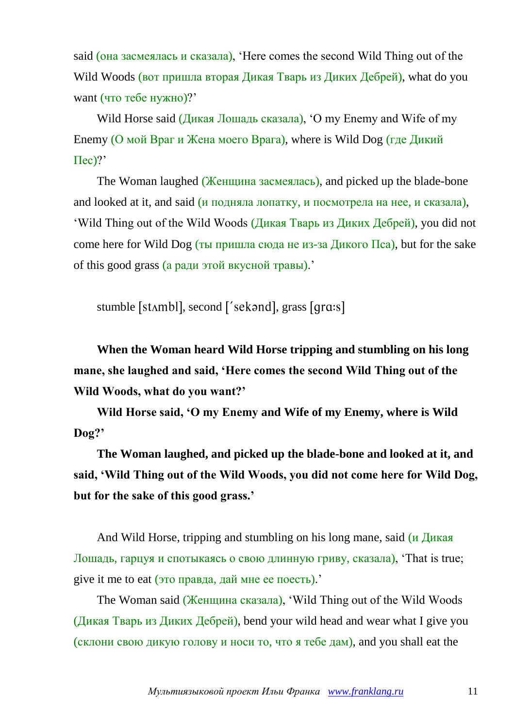said (она засмеялась и сказала), 'Here comes the second Wild Thing out of the Wild Woods (вот пришла вторая Дикая Тварь из Диких Дебрей), what do you want (что тебе нужно)?'

Wild Horse said (Дикая Лошадь сказала), 'O my Enemy and Wife of my Enemy (О мой Враг и Жена моего Врага), where is Wild Dog (где Дикий Пес)?'

The Woman laughed (Женщина засмеялась), and picked up the blade-bone and looked at it, and said (и подняла лопатку, и посмотрела на нее, и сказала), 'Wild Thing out of the Wild Woods (Дикая Тварь из Диких Дебрей), you did not come here for Wild Dog (ты пришла сюда не из-за Дикого Пса), but for the sake of this good grass (а ради этой вкусной травы).'

stumble [stʌmbl], second [΄sekənd], grass [grɑ:s]

**When the Woman heard Wild Horse tripping and stumbling on his long mane, she laughed and said, 'Here comes the second Wild Thing out of the Wild Woods, what do you want?'**

**Wild Horse said, 'O my Enemy and Wife of my Enemy, where is Wild Dog?'**

**The Woman laughed, and picked up the blade-bone and looked at it, and said, 'Wild Thing out of the Wild Woods, you did not come here for Wild Dog, but for the sake of this good grass.'**

And Wild Horse, tripping and stumbling on his long mane, said (и Дикая Лошадь, гарцуя и спотыкаясь о свою длинную гриву, сказала), 'That is true; give it me to eat (это правда, дай мне ее поесть).'

The Woman said (Женщина сказала), 'Wild Thing out of the Wild Woods (Дикая Тварь из Диких Дебрей), bend your wild head and wear what I give you (склони свою дикую голову и носи то, что я тебе дам), and you shall eat the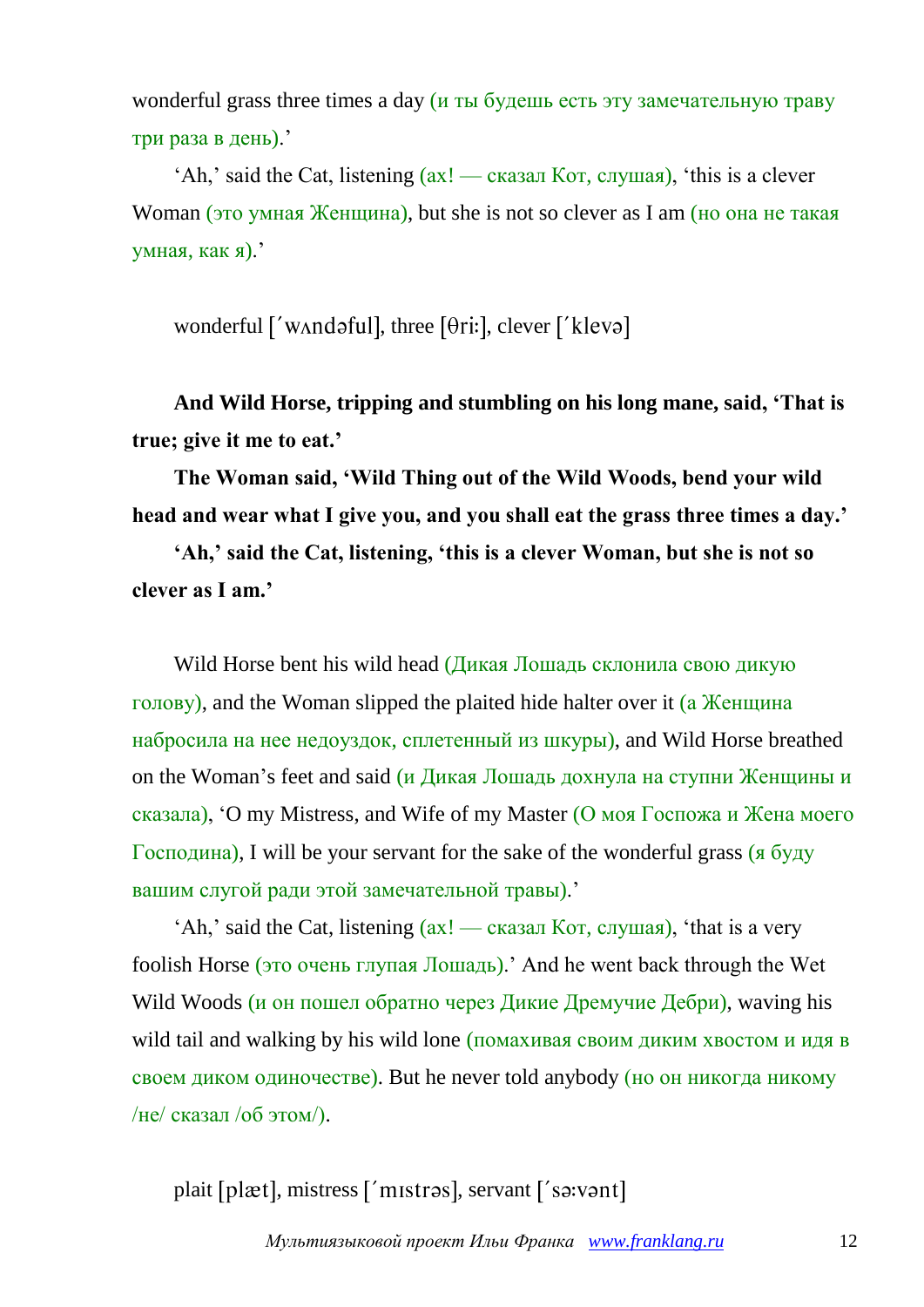wonderful grass three times a day (и ты будешь есть эту замечательную траву три раза в день).'

'Ah,' said the Cat, listening (ах! — сказал Кот, слушая), 'this is a clever Woman (это умная Женщина), but she is not so clever as I am (но она не такая умная, как я).'

wonderful [ˈwʌndəful], three [θriː], clever [ˈklevə]

**And Wild Horse, tripping and stumbling on his long mane, said, 'That is true; give it me to eat.'**

**The Woman said, 'Wild Thing out of the Wild Woods, bend your wild head and wear what I give you, and you shall eat the grass three times a day.'**

**'Ah,' said the Cat, listening, 'this is a clever Woman, but she is not so clever as I am.'**

Wild Horse bent his wild head (Дикая Лошадь склонила свою дикую голову), and the Woman slipped the plaited hide halter over it (а Женщина набросила на нее недоуздок, сплетенный из шкуры), and Wild Horse breathed on the Woman's feet and said (и Дикая Лошадь дохнула на ступни Женщины и сказала), 'O my Mistress, and Wife of my Master (О моя Госпожа и Жена моего Господина), I will be your servant for the sake of the wonderful grass (я буду вашим слугой ради этой замечательной травы).'

'Ah,' said the Cat, listening (ах! — сказал Кот, слушая), 'that is a very foolish Horse (это очень глупая Лошадь).' And he went back through the Wet Wild Woods (и он пошел обратно через Дикие Дремучие Дебри), waving his wild tail and walking by his wild lone (помахивая своим диким хвостом и идя в своем диком одиночестве). But he never told anybody (но он никогда никому /не/ сказал /об этом/).

plait [plæt], mistress [ˈmɪstrəs], servant [ˈsəːvənt]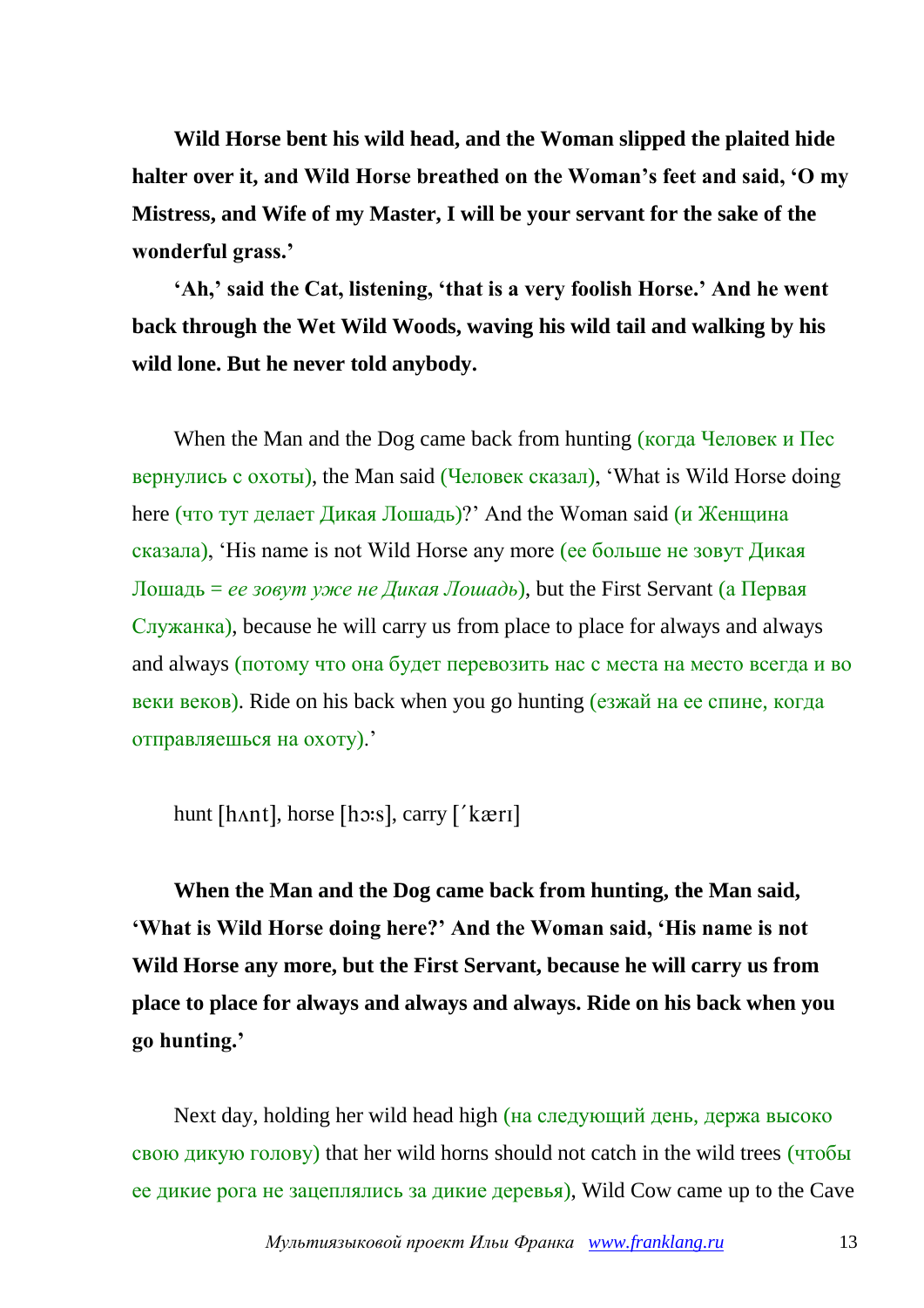**Wild Horse bent his wild head, and the Woman slipped the plaited hide halter over it, and Wild Horse breathed on the Woman's feet and said, 'O my Mistress, and Wife of my Master, I will be your servant for the sake of the wonderful grass.'**

**'Ah,' said the Cat, listening, 'that is a very foolish Horse.' And he went back through the Wet Wild Woods, waving his wild tail and walking by his wild lone. But he never told anybody.**

When the Man and the Dog came back from hunting (когда Человек и Пес вернулись с охоты), the Man said (Человек сказал), 'What is Wild Horse doing here (что тут делает Дикая Лошадь)?' And the Woman said (и Женщина сказала), 'His name is not Wild Horse any more (ее больше не зовут Дикая Лошадь = *ее зовут уже не Дикая Лошадь*), but the First Servant (а Первая Служанка), because he will carry us from place to place for always and always and always (потому что она будет перевозить нас с места на место всегда и во веки веков). Ride on his back when you go hunting (езжай на ее спине, когда отправляешься на охоту).'

hunt [hʌnt], horse [hɔːs], carry [ˊkærɪ]

**When the Man and the Dog came back from hunting, the Man said, 'What is Wild Horse doing here?' And the Woman said, 'His name is not Wild Horse any more, but the First Servant, because he will carry us from place to place for always and always and always. Ride on his back when you go hunting.'**

Next day, holding her wild head high (на следующий день, держа высоко свою дикую голову) that her wild horns should not catch in the wild trees (чтобы ее дикие рога не зацеплялись за дикие деревья), Wild Cow came up to the Cave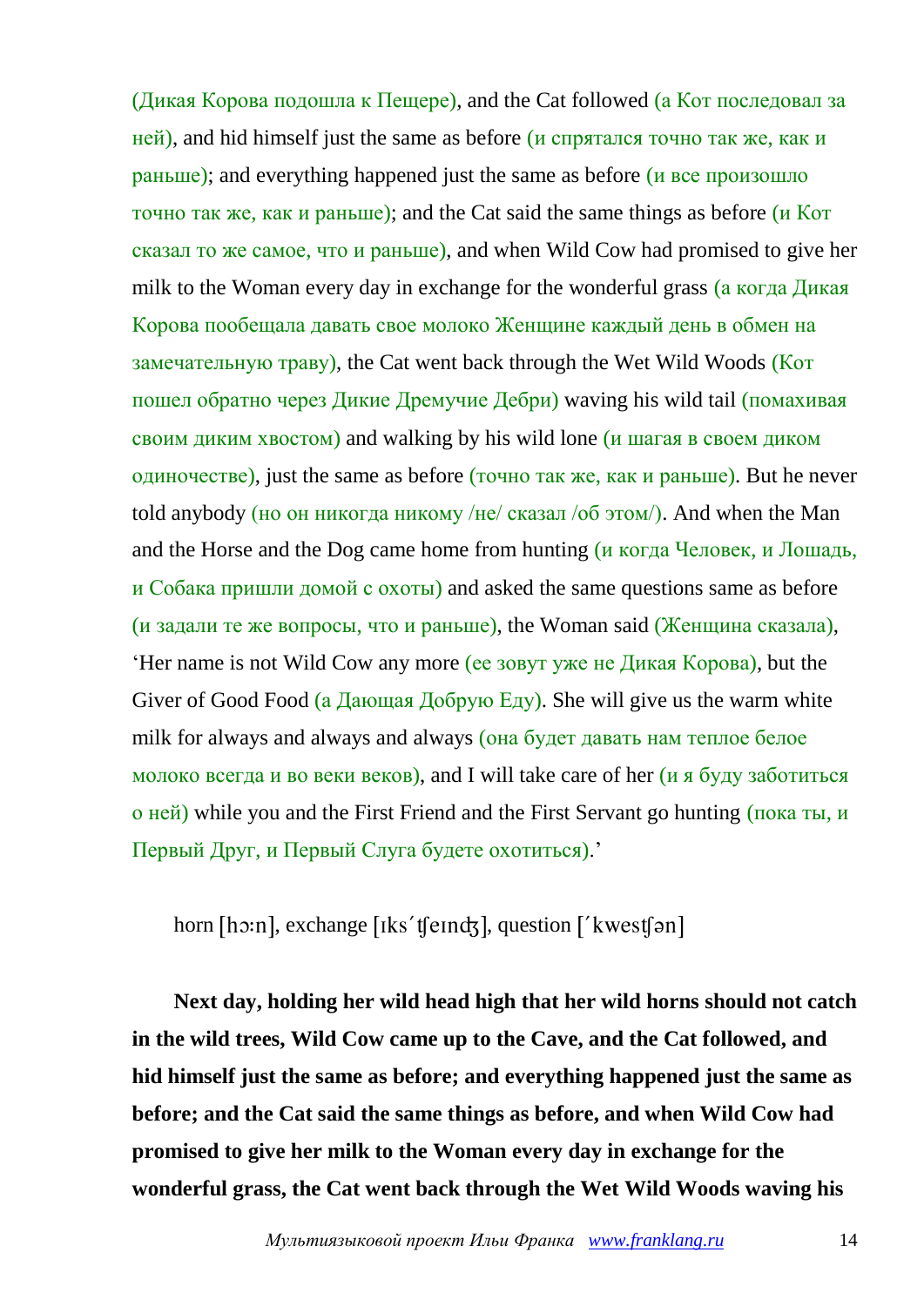(Дикая Корова подошла к Пещере), and the Cat followed (а Кот последовал за ней), and hid himself just the same as before (и спрятался точно так же, как и раньше); and everything happened just the same as before (и все произошло точно так же, как и раньше); and the Cat said the same things as before (и Кот сказал то же самое, что и раньше), and when Wild Cow had promised to give her milk to the Woman every day in exchange for the wonderful grass (а когда Дикая Корова пообещала давать свое молоко Женщине каждый день в обмен на замечательную траву), the Cat went back through the Wet Wild Woods (Кот пошел обратно через Дикие Дремучие Дебри) waving his wild tail (помахивая своим диким хвостом) and walking by his wild lone (и шагая в своем диком одиночестве), just the same as before (точно так же, как и раньше). But he never told anybody (но он никогда никому /не/ сказал /об этом/). And when the Man and the Horse and the Dog came home from hunting (и когда Человек, и Лошадь, и Собака пришли домой с охоты) and asked the same questions same as before (и задали те же вопросы, что и раньше), the Woman said (Женщина сказала), 'Her name is not Wild Cow any more (ее зовут уже не Дикая Корова), but the Giver of Good Food (а Дающая Добрую Еду). She will give us the warm white milk for always and always and always (она будет давать нам теплое белое молоко всегда и во веки веков), and I will take care of her (и я буду заботиться о ней) while you and the First Friend and the First Servant go hunting (пока ты, и Первый Друг, и Первый Слуга будете охотиться).'

horn [hɔːn], exchange [ɪksˊʧeɪnʤ], question [ˊkwesʧən]

**Next day, holding her wild head high that her wild horns should not catch in the wild trees, Wild Cow came up to the Cave, and the Cat followed, and hid himself just the same as before; and everything happened just the same as before; and the Cat said the same things as before, and when Wild Cow had promised to give her milk to the Woman every day in exchange for the wonderful grass, the Cat went back through the Wet Wild Woods waving his**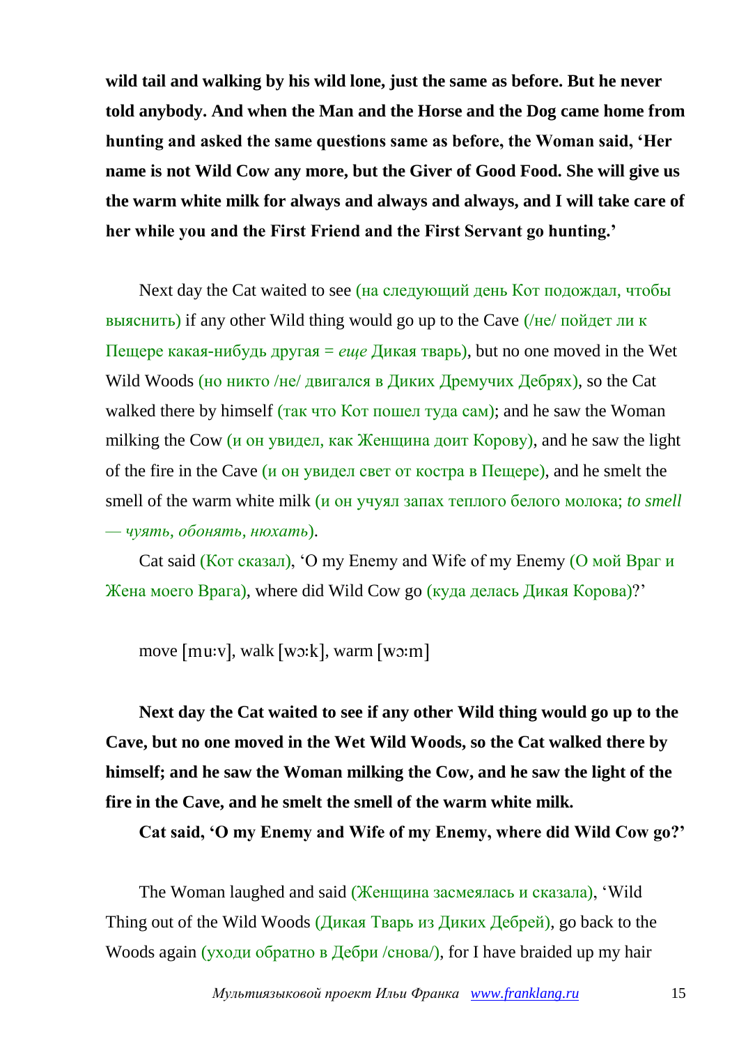**wild tail and walking by his wild lone, just the same as before. But he never told anybody. And when the Man and the Horse and the Dog came home from hunting and asked the same questions same as before, the Woman said, 'Her name is not Wild Cow any more, but the Giver of Good Food. She will give us the warm white milk for always and always and always, and I will take care of her while you and the First Friend and the First Servant go hunting.'**

Next day the Cat waited to see (на следующий день Кот подождал, чтобы выяснить) if any other Wild thing would go up to the Cave (/не/ пойдет ли к Пещере какая-нибудь другая = *еще* Дикая тварь), but no one moved in the Wet Wild Woods (но никто /не/ двигался в Диких Дремучих Дебрях), so the Cat walked there by himself (так что Кот пошел туда сам); and he saw the Woman milking the Cow (и он увидел, как Женщина доит Корову), and he saw the light of the fire in the Cave (и он увидел свет от костра в Пещере), and he smelt the smell of the warm white milk (и он учуял запах теплого белого молока; *to smell — чуять, обонять, нюхать*).

Cat said (Кот сказал), 'O my Enemy and Wife of my Enemy (О мой Враг и Жена моего Врага), where did Wild Cow go (куда делась Дикая Корова)?'

move [mu:v], walk [wɔ:k], warm [wɔ:m]

**Next day the Cat waited to see if any other Wild thing would go up to the Cave, but no one moved in the Wet Wild Woods, so the Cat walked there by himself; and he saw the Woman milking the Cow, and he saw the light of the fire in the Cave, and he smelt the smell of the warm white milk.**

**Cat said, 'O my Enemy and Wife of my Enemy, where did Wild Cow go?'**

The Woman laughed and said (Женщина засмеялась и сказала), 'Wild Thing out of the Wild Woods (Дикая Тварь из Диких Дебрей), go back to the Woods again (уходи обратно в Дебри /снова/), for I have braided up my hair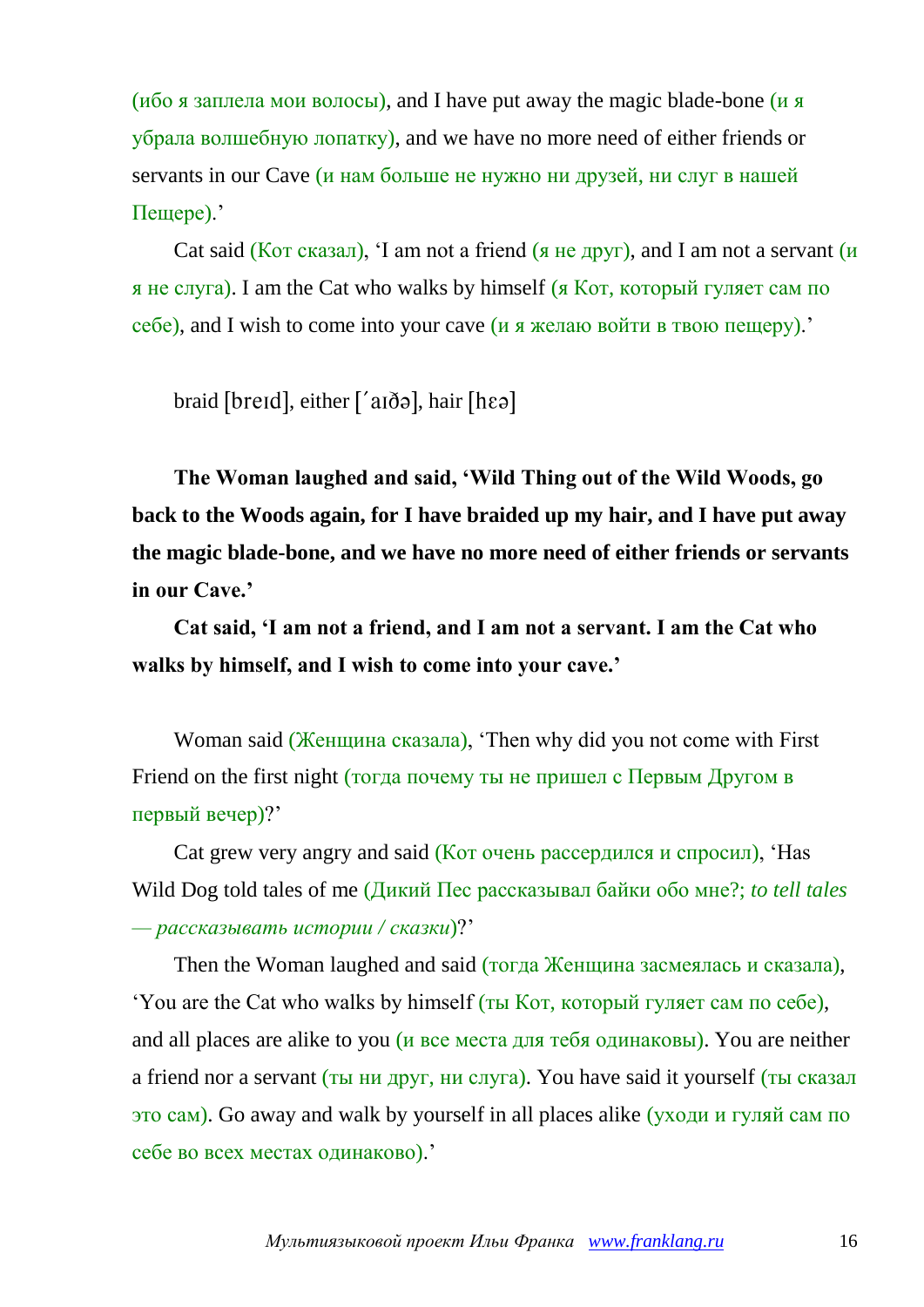(ибо я заплела мои волосы), and I have put away the magic blade-bone (и я убрала волшебную лопатку), and we have no more need of either friends or servants in our Cave (и нам больше не нужно ни друзей, ни слуг в нашей Пещере).'

Cat said (Кот сказал), 'I am not a friend (я не друг), and I am not a servant (и я не слуга). I am the Cat who walks by himself (я Кот, который гуляет сам по себе), and I wish to come into your cave (и я желаю войти в твою пещеру).'

braid [breɪd], either [ˊaɪðə], hair [hεə]

**The Woman laughed and said, 'Wild Thing out of the Wild Woods, go back to the Woods again, for I have braided up my hair, and I have put away the magic blade-bone, and we have no more need of either friends or servants in our Cave.'**

**Cat said, 'I am not a friend, and I am not a servant. I am the Cat who walks by himself, and I wish to come into your cave.'**

Woman said (Женщина сказала), 'Then why did you not come with First Friend on the first night (тогда почему ты не пришел с Первым Другом в первый вечер)?'

Cat grew very angry and said (Кот очень рассердился и спросил), 'Has Wild Dog told tales of me (Дикий Пес рассказывал байки обо мне?; *to tell tales — рассказывать истории / сказки*)?'

Then the Woman laughed and said (тогда Женщина засмеялась и сказала), 'You are the Cat who walks by himself (ты Кот, который гуляет сам по себе), and all places are alike to you (и все места для тебя одинаковы). You are neither a friend nor a servant (ты ни друг, ни слуга). You have said it yourself (ты сказал это сам). Go away and walk by yourself in all places alike (уходи и гуляй сам по себе во всех местах одинаково).'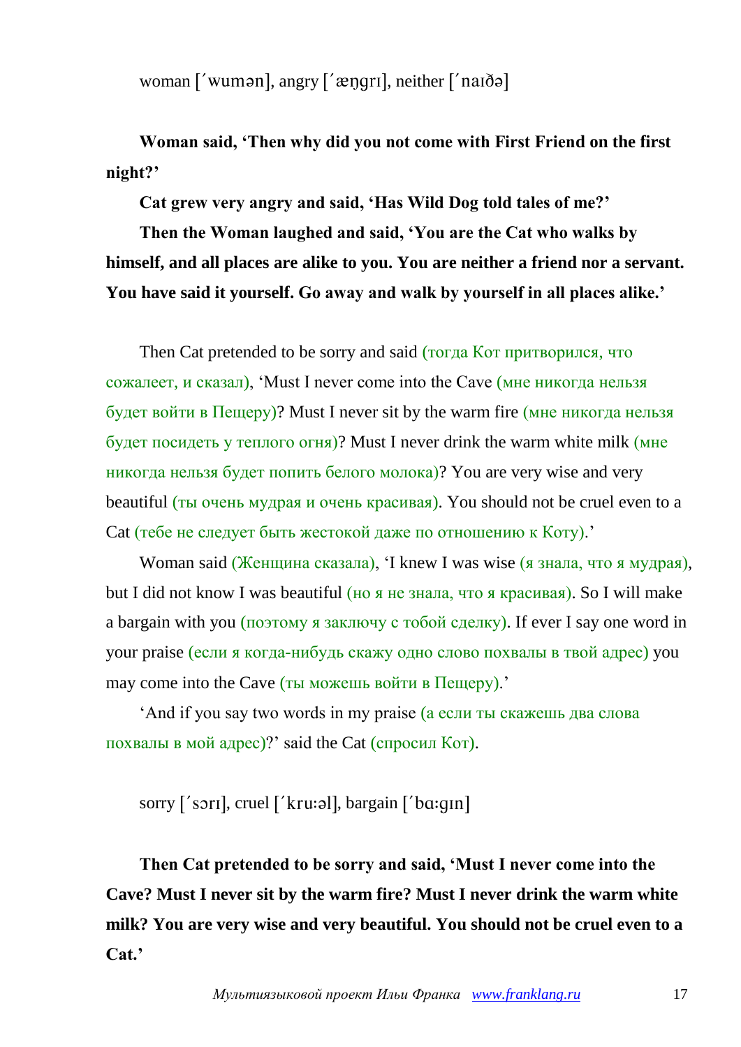woman [΄wumən], angry [΄æŋgrɪ], neither [΄naɪðə]

**Woman said, 'Then why did you not come with First Friend on the first night?'**

**Cat grew very angry and said, 'Has Wild Dog told tales of me?'**

**Then the Woman laughed and said, 'You are the Cat who walks by himself, and all places are alike to you. You are neither a friend nor a servant. You have said it yourself. Go away and walk by yourself in all places alike.'**

Then Cat pretended to be sorry and said (тогда Кот притворился, что сожалеет, и сказал), 'Must I never come into the Cave (мне никогда нельзя будет войти в Пещеру)? Must I never sit by the warm fire (мне никогда нельзя будет посидеть у теплого огня)? Must I never drink the warm white milk (мне никогда нельзя будет попить белого молока)? You are very wise and very beautiful (ты очень мудрая и очень красивая). You should not be cruel even to a Cat (тебе не следует быть жестокой даже по отношению к Коту).'

Woman said (Женщина сказала), 'I knew I was wise (я знала, что я мудрая), but I did not know I was beautiful (но я не знала, что я красивая). So I will make a bargain with you (поэтому я заключу с тобой сделку). If ever I say one word in your praise (если я когда-нибудь скажу одно слово похвалы в твой адрес) you may come into the Cave (ты можешь войти в Пещеру).'

'And if you say two words in my praise (а если ты скажешь два слова похвалы в мой адрес)?' said the Cat (спросил Кот).

sorry [΄sɔrɪ], cruel [΄kru:əl], bargain [΄bɑ:gɪn]

**Then Cat pretended to be sorry and said, 'Must I never come into the Cave? Must I never sit by the warm fire? Must I never drink the warm white milk? You are very wise and very beautiful. You should not be cruel even to a Cat.'**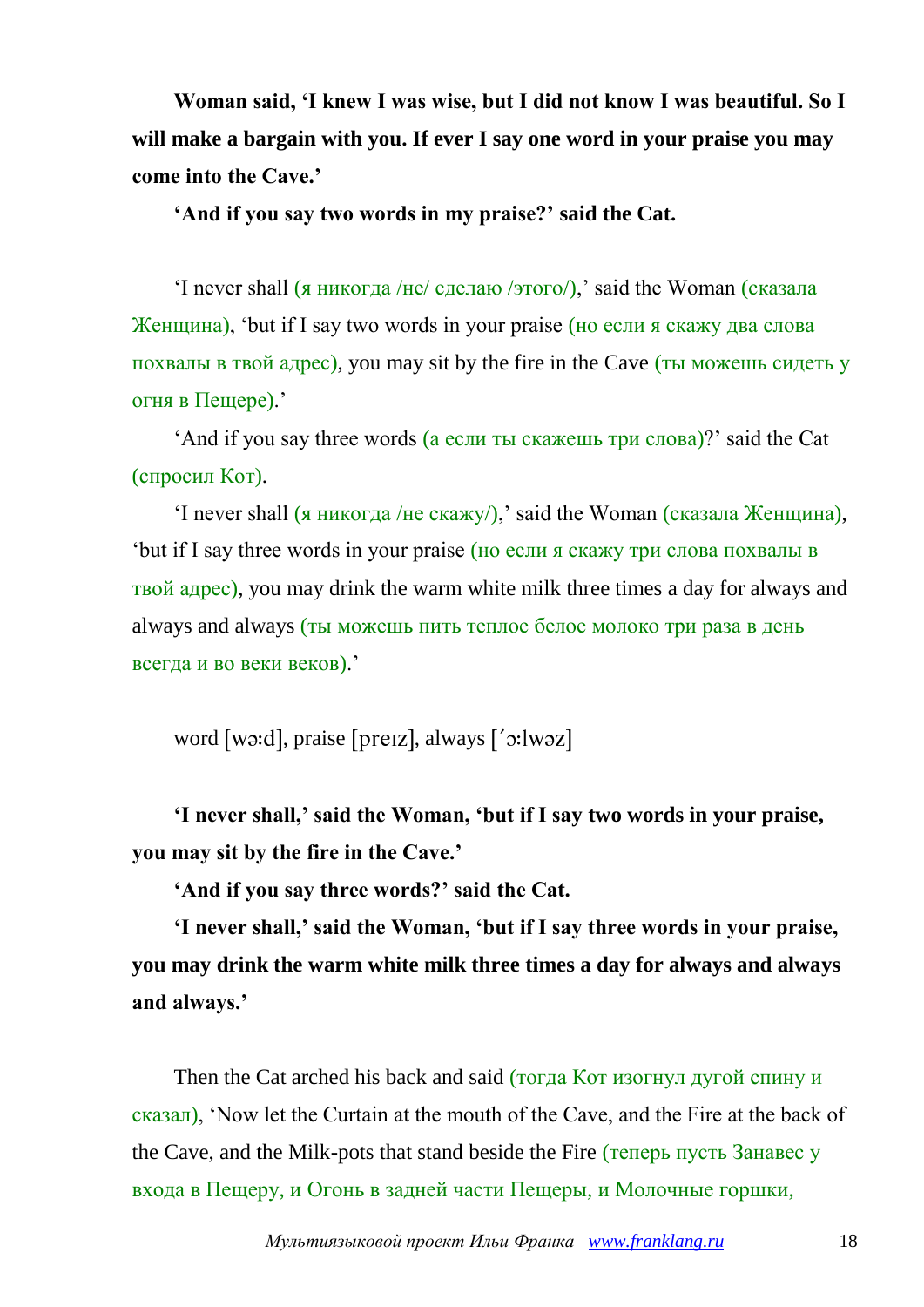**Woman said, 'I knew I was wise, but I did not know I was beautiful. So I will make a bargain with you. If ever I say one word in your praise you may come into the Cave.'**

**'And if you say two words in my praise?' said the Cat.**

'I never shall (я никогда /не/ сделаю /этого/),' said the Woman (сказала Женщина), 'but if I say two words in your praise (но если я скажу два слова похвалы в твой адрес), you may sit by the fire in the Cave (ты можешь сидеть у огня в Пещере).'

'And if you say three words (а если ты скажешь три слова)?' said the Cat (спросил Кот).

'I never shall (я никогда /не скажу/),' said the Woman (сказала Женщина), 'but if I say three words in your praise (но если я скажу три слова похвалы в твой адрес), you may drink the warm white milk three times a day for always and always and always (ты можешь пить теплое белое молоко три раза в день всегда и во веки веков).'

word [wə:d], praise [preɪz], always [´ɔ:lwəz]

**'I never shall,' said the Woman, 'but if I say two words in your praise, you may sit by the fire in the Cave.'**

**'And if you say three words?' said the Cat.**

**'I never shall,' said the Woman, 'but if I say three words in your praise, you may drink the warm white milk three times a day for always and always and always.'**

Then the Cat arched his back and said (тогда Кот изогнул дугой спину и сказал), 'Now let the Curtain at the mouth of the Cave, and the Fire at the back of the Cave, and the Milk-pots that stand beside the Fire (теперь пусть Занавес у входа в Пещеру, и Огонь в задней части Пещеры, и Молочные горшки,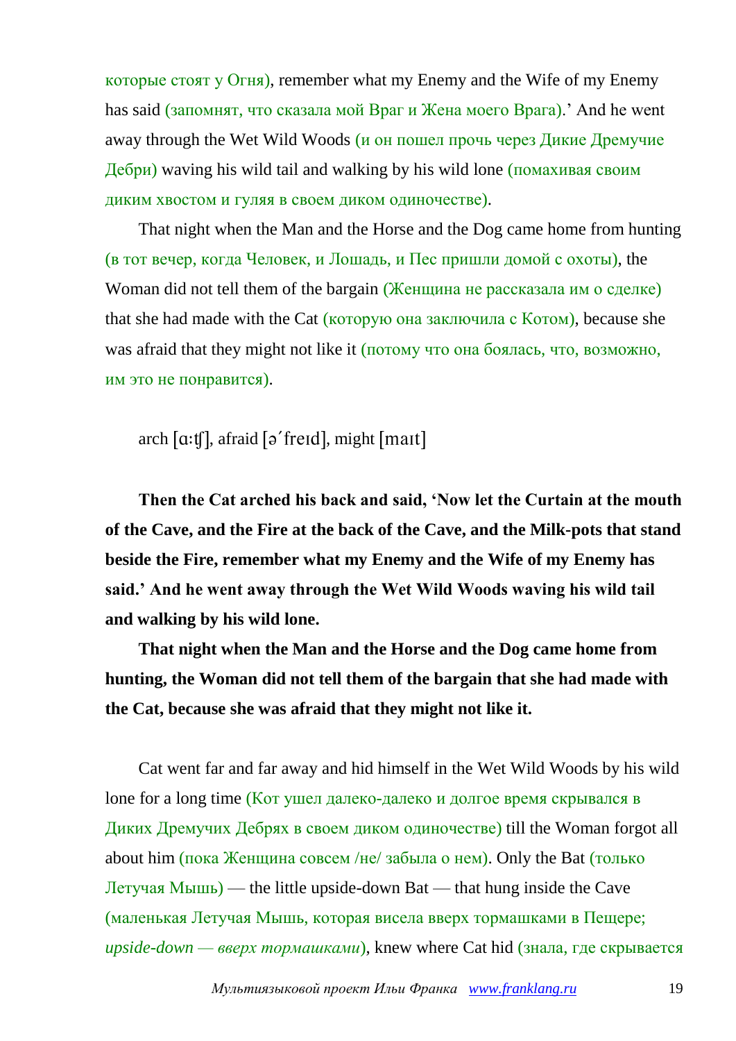которые стоят у Огня), remember what my Enemy and the Wife of my Enemy has said (запомнят, что сказала мой Враг и Жена моего Врага).' And he went away through the Wet Wild Woods (и он пошел прочь через Дикие Дремучие Дебри) waving his wild tail and walking by his wild lone (помахивая своим диким хвостом и гуляя в своем диком одиночестве).

That night when the Man and the Horse and the Dog came home from hunting (в тот вечер, когда Человек, и Лошадь, и Пес пришли домой с охоты), the Woman did not tell them of the bargain (Женщина не рассказала им о сделке) that she had made with the Cat (которую она заключила с Котом), because she was afraid that they might not like it (потому что она боялась, что, возможно, им это не понравится).

arch [ɑːʧ], afraid [əˊfreɪd], might [maɪt]

**Then the Cat arched his back and said, 'Now let the Curtain at the mouth of the Cave, and the Fire at the back of the Cave, and the Milk-pots that stand beside the Fire, remember what my Enemy and the Wife of my Enemy has said.' And he went away through the Wet Wild Woods waving his wild tail and walking by his wild lone.**

**That night when the Man and the Horse and the Dog came home from hunting, the Woman did not tell them of the bargain that she had made with the Cat, because she was afraid that they might not like it.**

Cat went far and far away and hid himself in the Wet Wild Woods by his wild lone for a long time (Кот ушел далеко-далеко и долгое время скрывался в Диких Дремучих Дебрях в своем диком одиночестве) till the Woman forgot all about him (пока Женщина совсем /не/ забыла о нем). Only the Bat (только Летучая Мышь) — the little upside-down Bat — that hung inside the Cave (маленькая Летучая Мышь, которая висела вверх тормашками в Пещере; *upside-down — вверх тормашками*), knew where Cat hid (знала, где скрывается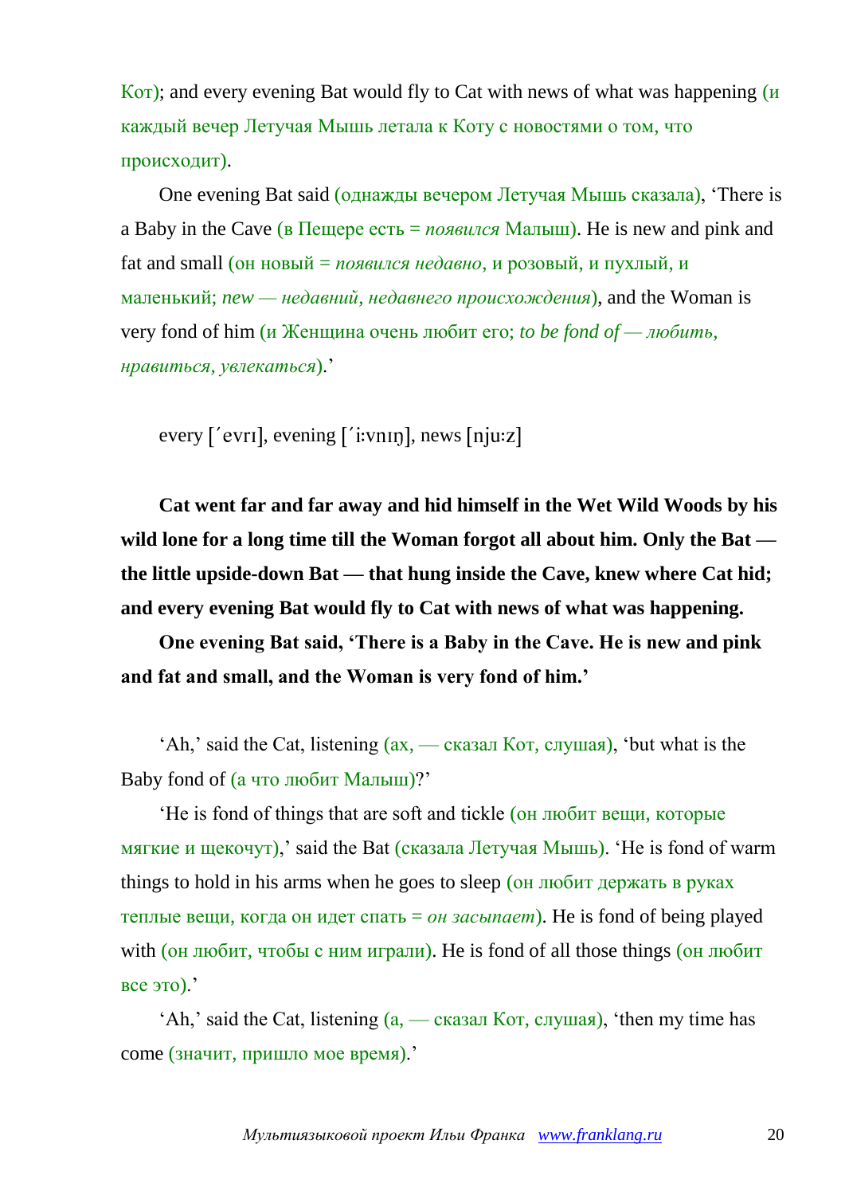Кот); and every evening Bat would fly to Cat with news of what was happening (и каждый вечер Летучая Мышь летала к Коту с новостями о том, что происходит).

One evening Bat said (однажды вечером Летучая Мышь сказала), 'There is a Baby in the Cave (в Пещере есть = *появился* Малыш). He is new and pink and fat and small (он новый = *появился недавно*, и розовый, и пухлый, и маленький; *new — недавний, недавнего происхождения*), and the Woman is very fond of him (и Женщина очень любит его; *to be fond of — любить, нравиться, увлекаться*).'

every [ˊevrɪ], evening [ˊi:vnɪŋ], news [nju:z]

**Cat went far and far away and hid himself in the Wet Wild Woods by his wild lone for a long time till the Woman forgot all about him. Only the Bat — the little upside-down Bat — that hung inside the Cave, knew where Cat hid; and every evening Bat would fly to Cat with news of what was happening.**

**One evening Bat said, 'There is a Baby in the Cave. He is new and pink and fat and small, and the Woman is very fond of him.'**

'Ah,' said the Cat, listening (ах, — сказал Кот, слушая), 'but what is the Baby fond of (а что любит Малыш)?'

'He is fond of things that are soft and tickle (он любит вещи, которые мягкие и щекочут),' said the Bat (сказала Летучая Мышь). 'He is fond of warm things to hold in his arms when he goes to sleep (он любит держать в руках теплые вещи, когда он идет спать = *он засыпает*). He is fond of being played with (он любит, чтобы с ним играли). He is fond of all those things (он любит все это).'

'Ah,' said the Cat, listening (а, — сказал Кот, слушая), 'then my time has come (значит, пришло мое время).'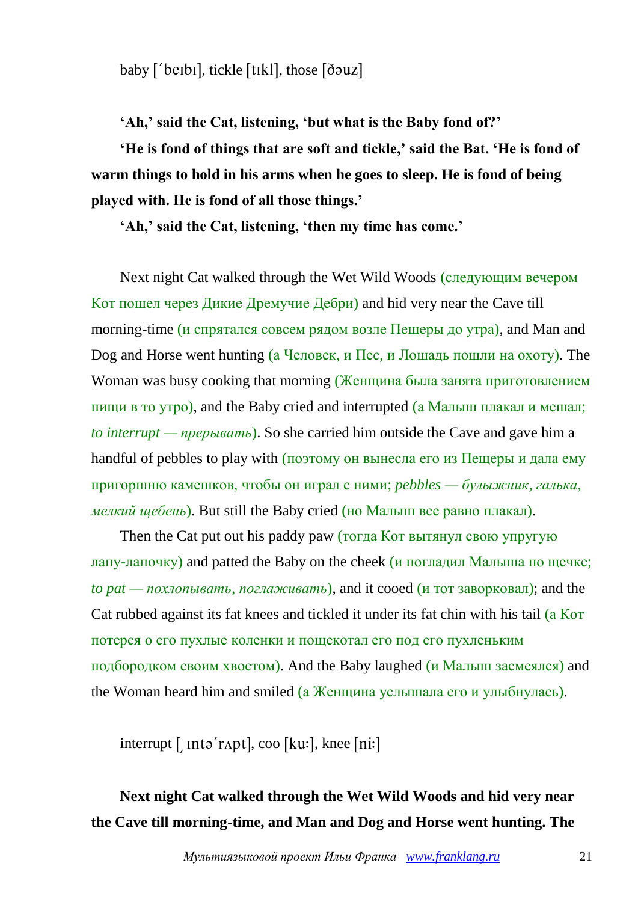baby [ˊbeɪbɪ], tickle [tɪkl], those [ðəuz]

**'Ah,' said the Cat, listening, 'but what is the Baby fond of?'**

**'He is fond of things that are soft and tickle,' said the Bat. 'He is fond of warm things to hold in his arms when he goes to sleep. He is fond of being played with. He is fond of all those things.'**

**'Ah,' said the Cat, listening, 'then my time has come.'**

Next night Cat walked through the Wet Wild Woods (следующим вечером Кот пошел через Дикие Дремучие Дебри) and hid very near the Cave till morning-time (и спрятался совсем рядом возле Пещеры до утра), and Man and Dog and Horse went hunting (а Человек, и Пес, и Лошадь пошли на охоту). The Woman was busy cooking that morning (Женщина была занята приготовлением пищи в то утро), and the Baby cried and interrupted (а Малыш плакал и мешал; *to interrupt — прерывать*). So she carried him outside the Cave and gave him a handful of pebbles to play with (поэтому он вынесла его из Пещеры и дала ему пригоршню камешков, чтобы он играл с ними; *pebbles — булыжник, галька, мелкий щебень*). But still the Baby cried (но Малыш все равно плакал).

Then the Cat put out his paddy paw (тогда Кот вытянул свою упругую лапу-лапочку) and patted the Baby on the cheek (и погладил Малыша по щечке; *to pat — похлопывать, поглаживать*), and it cooed (и тот заворковал); and the Cat rubbed against its fat knees and tickled it under its fat chin with his tail (а Кот потерся о его пухлые коленки и пощекотал его под его пухленьким подбородком своим хвостом). And the Baby laughed (и Малыш засмеялся) and the Woman heard him and smiled (а Женщина услышала его и улыбнулась).

interrupt [ˌɪntəˊrʌpt], coo [kuː], knee [niː]

**Next night Cat walked through the Wet Wild Woods and hid very near the Cave till morning-time, and Man and Dog and Horse went hunting. The**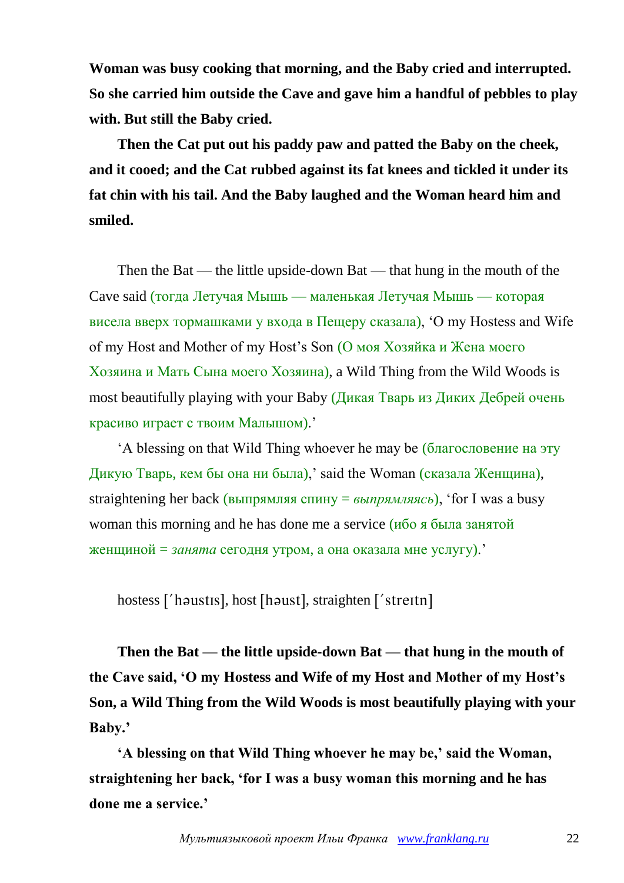**Woman was busy cooking that morning, and the Baby cried and interrupted. So she carried him outside the Cave and gave him a handful of pebbles to play with. But still the Baby cried.**

**Then the Cat put out his paddy paw and patted the Baby on the cheek, and it cooed; and the Cat rubbed against its fat knees and tickled it under its fat chin with his tail. And the Baby laughed and the Woman heard him and smiled.**

Then the Bat — the little upside-down Bat — that hung in the mouth of the Cave said (тогда Летучая Мышь — маленькая Летучая Мышь — которая висела вверх тормашками у входа в Пещеру сказала), 'O my Hostess and Wife of my Host and Mother of my Host's Son (О моя Хозяйка и Жена моего Хозяина и Мать Сына моего Хозяина), a Wild Thing from the Wild Woods is most beautifully playing with your Baby (Дикая Тварь из Диких Дебрей очень красиво играет с твоим Малышом).'

'A blessing on that Wild Thing whoever he may be (благословение на эту Дикую Тварь, кем бы она ни была),' said the Woman (сказала Женщина), straightening her back (выпрямляя спину = *выпрямляясь*), 'for I was a busy woman this morning and he has done me a service (ибо я была занятой женщиной = *занята* сегодня утром, а она оказала мне услугу).'

hostess [΄həustɪs], host [həust], straighten [΄streɪtn]

**Then the Bat — the little upside-down Bat — that hung in the mouth of the Cave said, 'O my Hostess and Wife of my Host and Mother of my Host's Son, a Wild Thing from the Wild Woods is most beautifully playing with your Baby.'**

**'A blessing on that Wild Thing whoever he may be,' said the Woman, straightening her back, 'for I was a busy woman this morning and he has done me a service.'**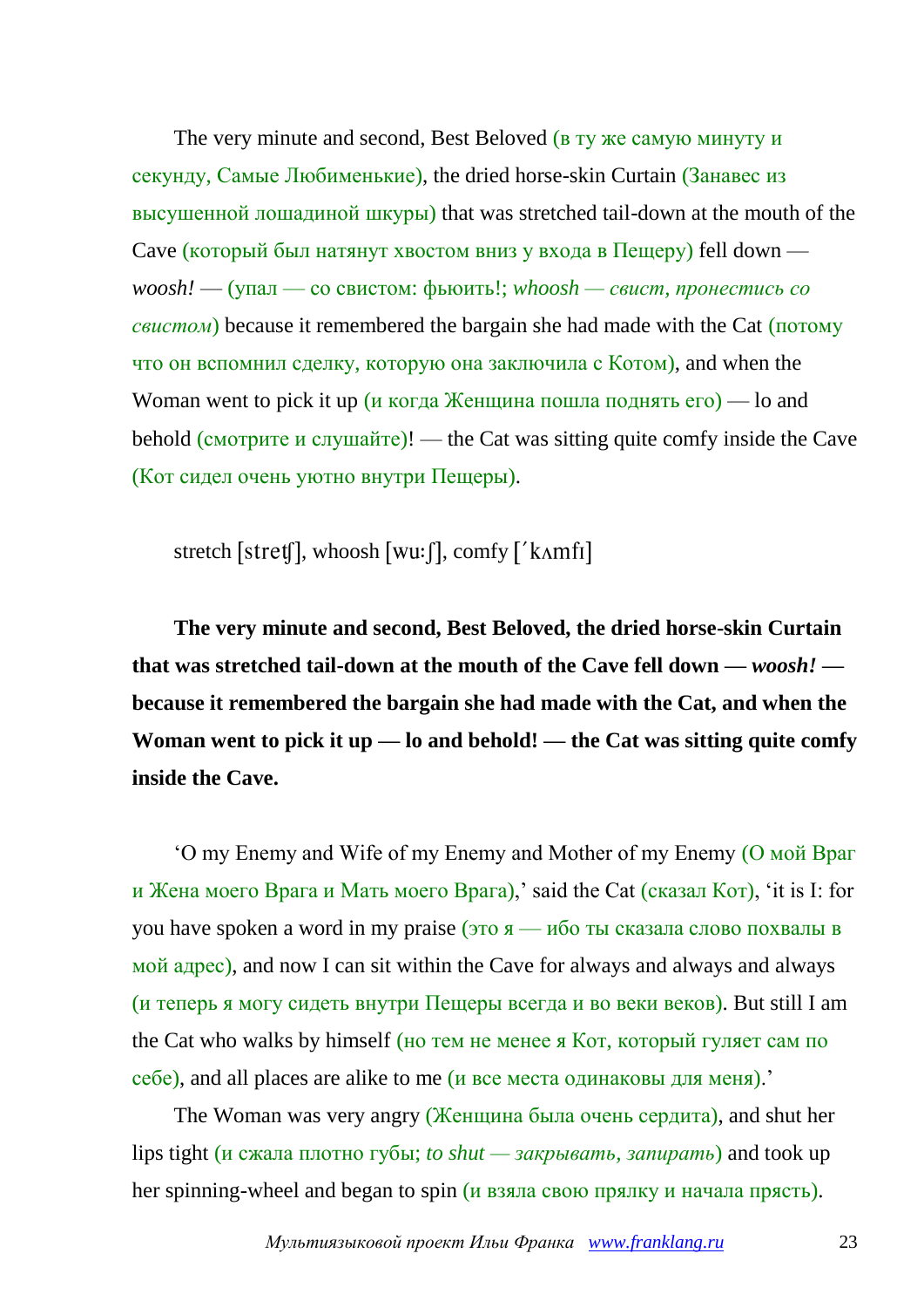The very minute and second, Best Beloved (в ту же самую минуту и секунду, Самые Любименькие), the dried horse-skin Curtain (Занавес из высушенной лошадиной шкуры) that was stretched tail-down at the mouth of the Cave (который был натянут хвостом вниз у входа в Пещеру) fell down — *woosh!* — (упал — со свистом: фьюить!; *whoosh — свист, пронестись со свистом*) because it remembered the bargain she had made with the Cat (потому что он вспомнил сделку, которую она заключила с Котом), and when the Woman went to pick it up (и когда Женщина пошла поднять его) — lo and behold (смотрите и слушайте)! — the Cat was sitting quite comfy inside the Cave (Кот сидел очень уютно внутри Пещеры).

stretch [stretʃ], whoosh [wuːʃ], comfy [ˈkʌmfɪ]

**The very minute and second, Best Beloved, the dried horse-skin Curtain that was stretched tail-down at the mouth of the Cave fell down — *woosh!* — because it remembered the bargain she had made with the Cat, and when the Woman went to pick it up — lo and behold! — the Cat was sitting quite comfy inside the Cave.**

'O my Enemy and Wife of my Enemy and Mother of my Enemy (О мой Враг и Жена моего Врага и Мать моего Врага),' said the Cat (сказал Кот), 'it is I: for you have spoken a word in my praise (это я — ибо ты сказала слово похвалы в мой адрес), and now I can sit within the Cave for always and always and always (и теперь я могу сидеть внутри Пещеры всегда и во веки веков). But still I am the Cat who walks by himself (но тем не менее я Кот, который гуляет сам по себе), and all places are alike to me (и все места одинаковы для меня).'

The Woman was very angry (Женщина была очень сердита), and shut her lips tight (и сжала плотно губы; *to shut — закрывать, запирать*) and took up her spinning-wheel and began to spin (и взяла свою прялку и начала прясть).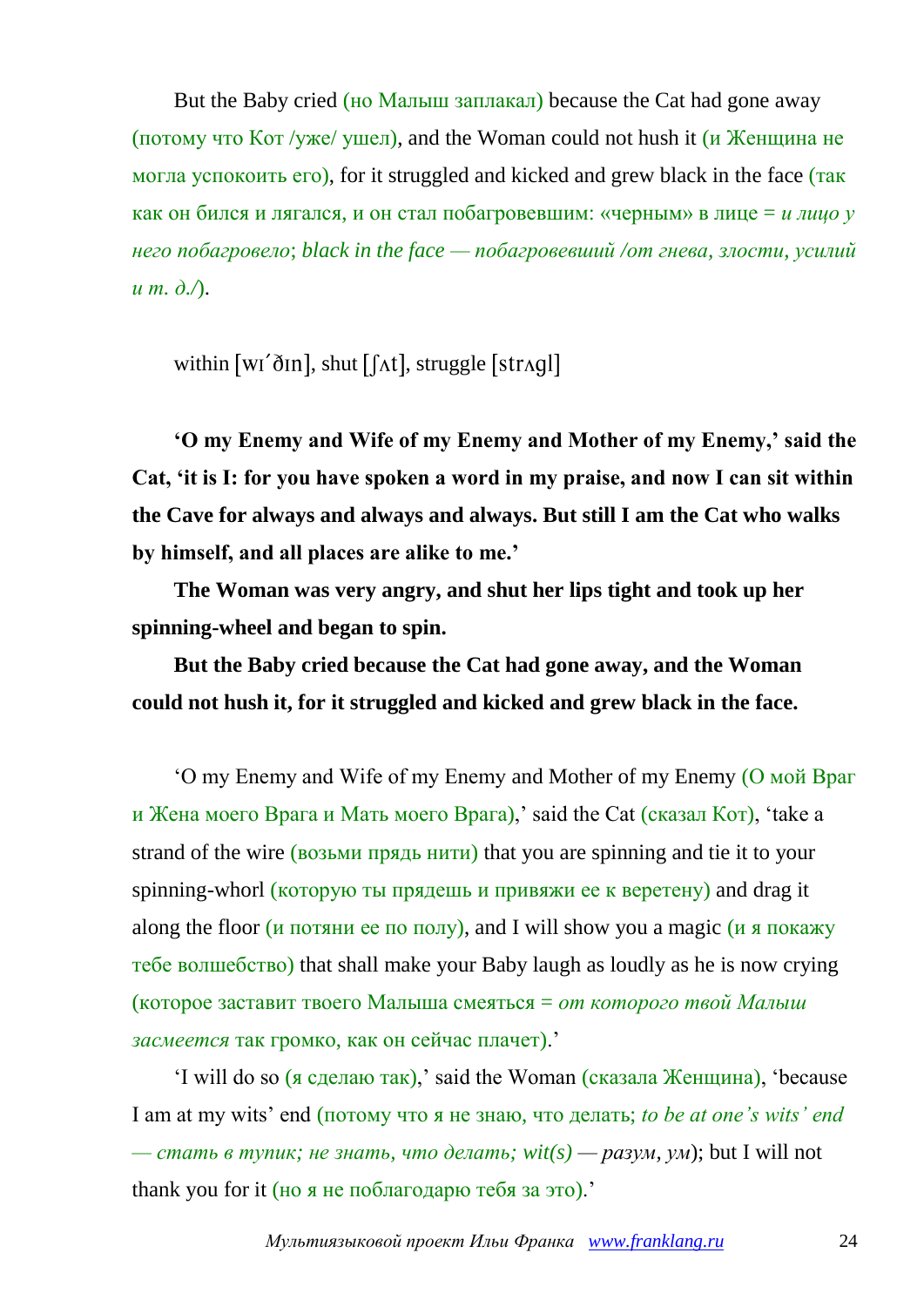But the Baby cried (но Малыш заплакал) because the Cat had gone away (потому что Кот /уже/ ушел), and the Woman could not hush it (и Женщина не могла успокоить его), for it struggled and kicked and grew black in the face (так как он бился и лягался, и он стал побагровевшим: «черным» в лице = *и лицо у него побагровело*; *black in the face — побагровевший /от гнева, злости, усилий и т. д./*).

within [wɪ´ðɪn], shut [ʃʌt], struggle [strʌgl]

**'O my Enemy and Wife of my Enemy and Mother of my Enemy,' said the Cat, 'it is I: for you have spoken a word in my praise, and now I can sit within the Cave for always and always and always. But still I am the Cat who walks by himself, and all places are alike to me.'**

**The Woman was very angry, and shut her lips tight and took up her spinning-wheel and began to spin.**

**But the Baby cried because the Cat had gone away, and the Woman could not hush it, for it struggled and kicked and grew black in the face.**

'O my Enemy and Wife of my Enemy and Mother of my Enemy (О мой Враг и Жена моего Врага и Мать моего Врага),' said the Cat (сказал Кот), 'take a strand of the wire (возьми прядь нити) that you are spinning and tie it to your spinning-whorl (которую ты прядешь и привяжи ее к веретену) and drag it along the floor (и потяни ее по полу), and I will show you a magic (и я покажу тебе волшебство) that shall make your Baby laugh as loudly as he is now crying (которое заставит твоего Малыша смеяться = *от которого твой Малыш засмеется* так громко, как он сейчас плачет).'

'I will do so (я сделаю так),' said the Woman (сказала Женщина), 'because I am at my wits' end (потому что я не знаю, что делать; *to be at one's wits' end — стать в тупик; не знать, что делать; wit(s) — разум, ум*); but I will not thank you for it (но я не поблагодарю тебя за это).'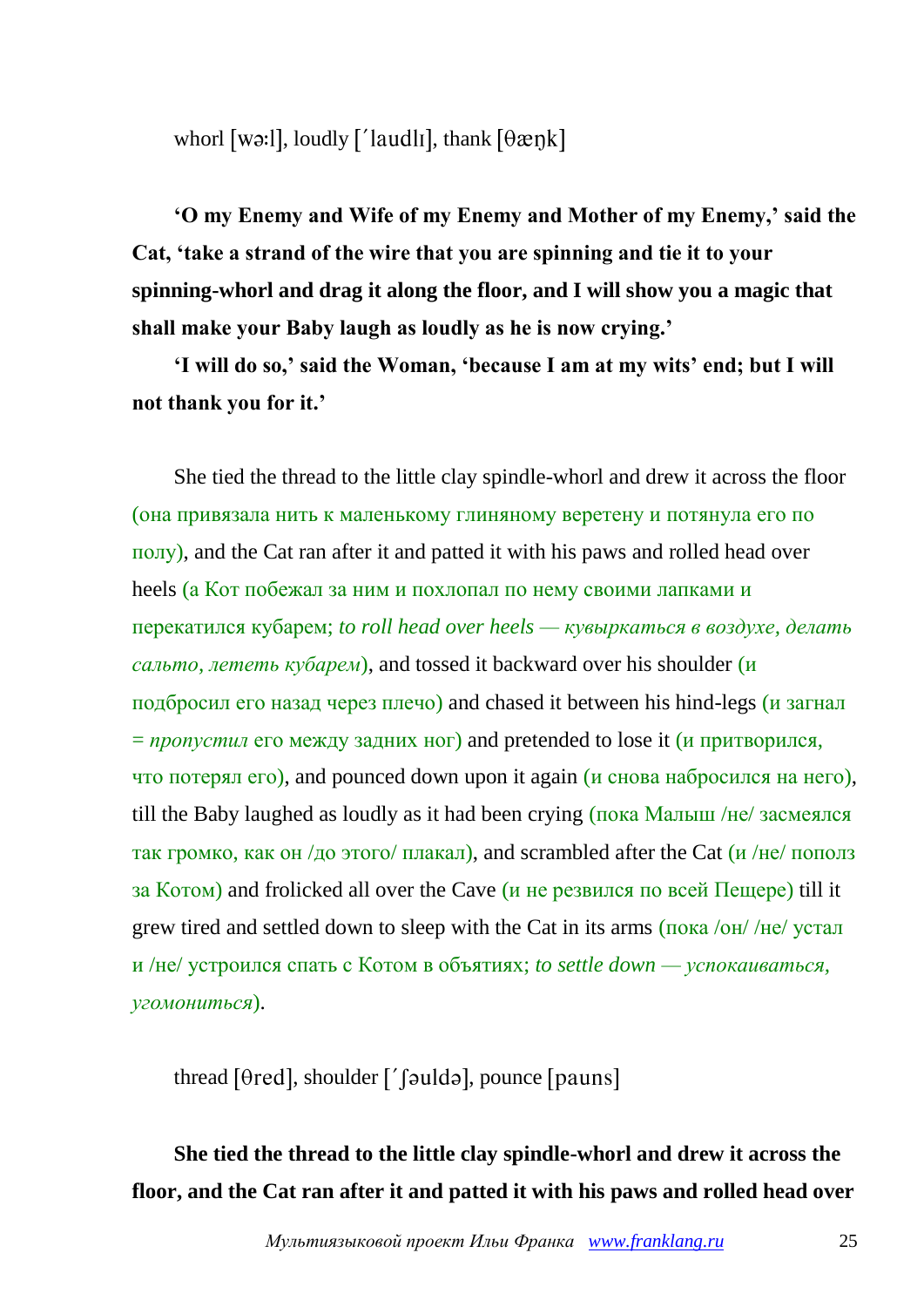whorl [wəːl], loudly [ˊlaudlɪ], thank [θæŋk]

**'O my Enemy and Wife of my Enemy and Mother of my Enemy,' said the Cat, 'take a strand of the wire that you are spinning and tie it to your spinning-whorl and drag it along the floor, and I will show you a magic that shall make your Baby laugh as loudly as he is now crying.'**

**'I will do so,' said the Woman, 'because I am at my wits' end; but I will not thank you for it.'**

She tied the thread to the little clay spindle-whorl and drew it across the floor (она привязала нить к маленькому глиняному веретену и потянула его по полу), and the Cat ran after it and patted it with his paws and rolled head over heels (а Кот побежал за ним и похлопал по нему своими лапками и перекатился кубарем; *to roll head over heels — кувыркаться в воздухе, делать сальто, лететь кубарем*), and tossed it backward over his shoulder (и подбросил его назад через плечо) and chased it between his hind-legs (и загнал = *пропустил* его между задних ног) and pretended to lose it (и притворился, что потерял его), and pounced down upon it again (и снова набросился на него), till the Baby laughed as loudly as it had been crying (пока Малыш /не/ засмеялся так громко, как он /до этого/ плакал), and scrambled after the Cat (и /не/ пополз за Котом) and frolicked all over the Cave (и не резвился по всей Пещере) till it grew tired and settled down to sleep with the Cat in its arms (пока /он/ /не/ устал и /не/ устроился спать с Котом в объятиях; *to settle down — успокаиваться, угомониться*).

thread [θred], shoulder [ˊʃəuldə], pounce [pauns]

**She tied the thread to the little clay spindle-whorl and drew it across the floor, and the Cat ran after it and patted it with his paws and rolled head over**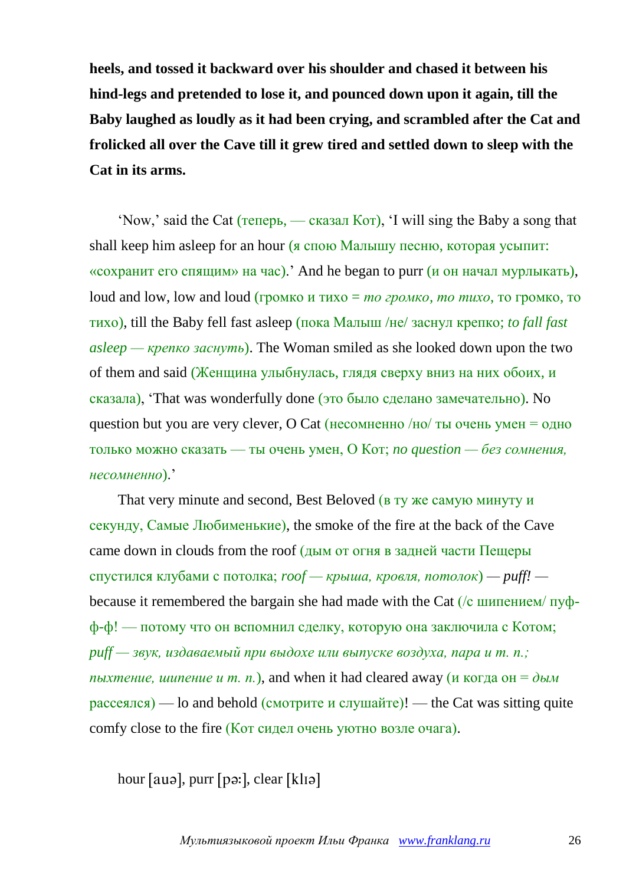**heels, and tossed it backward over his shoulder and chased it between his hind-legs and pretended to lose it, and pounced down upon it again, till the Baby laughed as loudly as it had been crying, and scrambled after the Cat and frolicked all over the Cave till it grew tired and settled down to sleep with the Cat in its arms.**

'Now,' said the Cat (теперь, — сказал Кот), 'I will sing the Baby a song that shall keep him asleep for an hour (я спою Малышу песню, которая усыпит: «сохранит его спящим» на час).' And he began to purr (и он начал мурлыкать), loud and low, low and loud (громко и тихо = *то громко, то тихо*, то громко, то тихо), till the Baby fell fast asleep (пока Малыш /не/ заснул крепко; *to fall fast asleep — крепко заснуть*). The Woman smiled as she looked down upon the two of them and said (Женщина улыбнулась, глядя сверху вниз на них обоих, и сказала), 'That was wonderfully done (это было сделано замечательно). No question but you are very clever, O Cat (несомненно /но/ ты очень умен = одно только можно сказать — ты очень умен, О Кот; *no question — без сомнения, несомненно*).'

That very minute and second, Best Beloved (в ту же самую минуту и секунду, Самые Любименькие), the smoke of the fire at the back of the Cave came down in clouds from the roof (дым от огня в задней части Пещеры спустился клубами с потолка; *roof — крыша, кровля, потолок*) — *puff!* — because it remembered the bargain she had made with the Cat (/с шипением/ пуф-ф-ф! — потому что он вспомнил сделку, которую она заключила с Котом; *puff — звук, издаваемый при выдохе или выпуске воздуха, пара и т. п.; пыхтение, шипение и т. п.*), and when it had cleared away (и когда он = *дым* рассеялся) — lo and behold (смотрите и слушайте)! — the Cat was sitting quite comfy close to the fire (Кот сидел очень уютно возле очага).

hour [auə], purr [pə:], clear [klıə]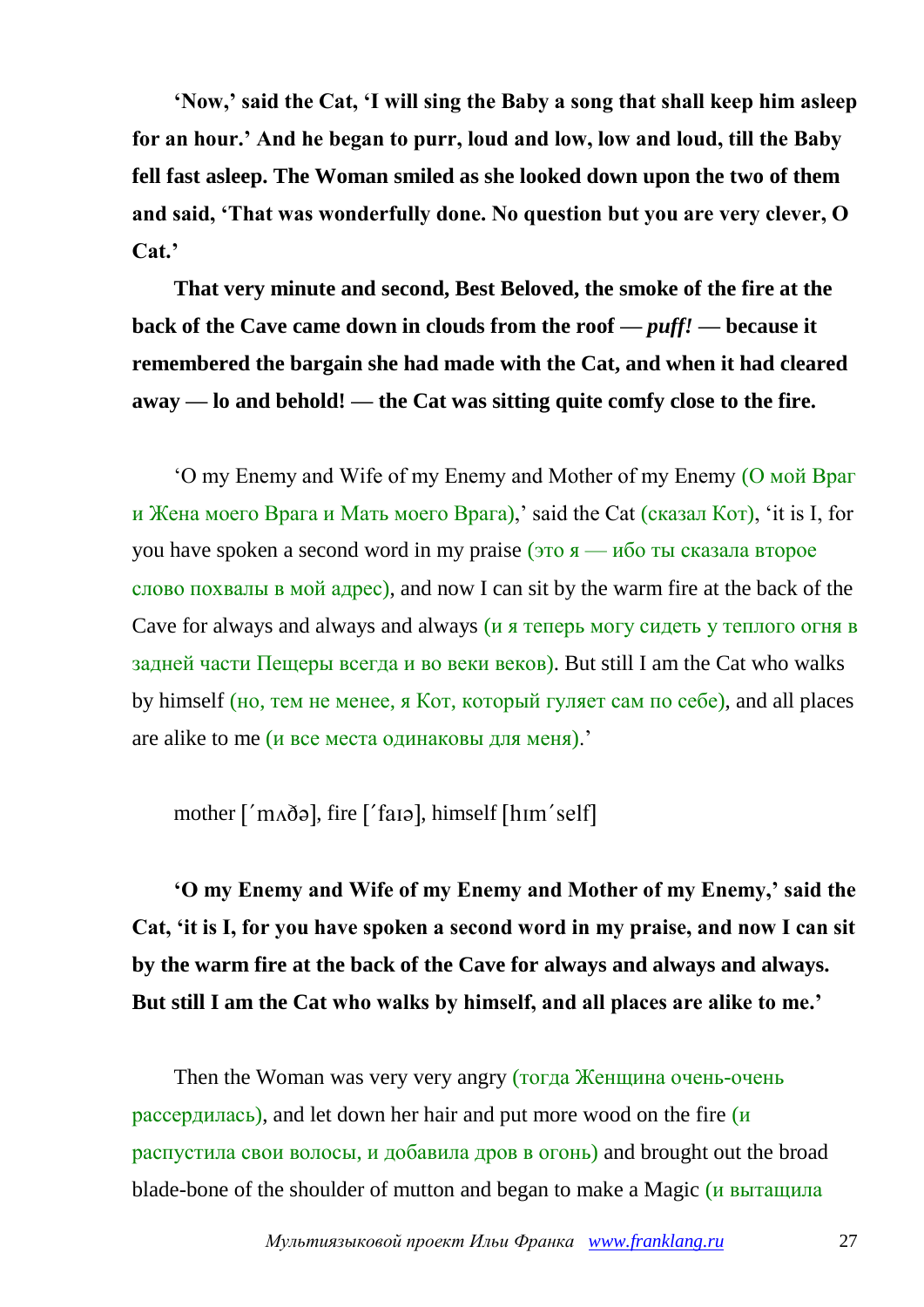**'Now,' said the Cat, 'I will sing the Baby a song that shall keep him asleep for an hour.' And he began to purr, loud and low, low and loud, till the Baby fell fast asleep. The Woman smiled as she looked down upon the two of them and said, 'That was wonderfully done. No question but you are very clever, O Cat.'**

**That very minute and second, Best Beloved, the smoke of the fire at the back of the Cave came down in clouds from the roof — *puff!* — because it remembered the bargain she had made with the Cat, and when it had cleared away — lo and behold! — the Cat was sitting quite comfy close to the fire.**

'O my Enemy and Wife of my Enemy and Mother of my Enemy (О мой Враг и Жена моего Врага и Мать моего Врага),' said the Cat (сказал Кот), 'it is I, for you have spoken a second word in my praise (это я — ибо ты сказала второе слово похвалы в мой адрес), and now I can sit by the warm fire at the back of the Cave for always and always and always (и я теперь могу сидеть у теплого огня в задней части Пещеры всегда и во веки веков). But still I am the Cat who walks by himself (но, тем не менее, я Кот, который гуляет сам по себе), and all places are alike to me (и все места одинаковы для меня).'

mother [ˊmʌðə], fire [ˊfaɪə], himself [hɪmˊself]

**'O my Enemy and Wife of my Enemy and Mother of my Enemy,' said the Cat, 'it is I, for you have spoken a second word in my praise, and now I can sit by the warm fire at the back of the Cave for always and always and always. But still I am the Cat who walks by himself, and all places are alike to me.'**

Then the Woman was very very angry (тогда Женщина очень-очень рассердилась), and let down her hair and put more wood on the fire (и распустила свои волосы, и добавила дров в огонь) and brought out the broad blade-bone of the shoulder of mutton and began to make a Magic (и вытащила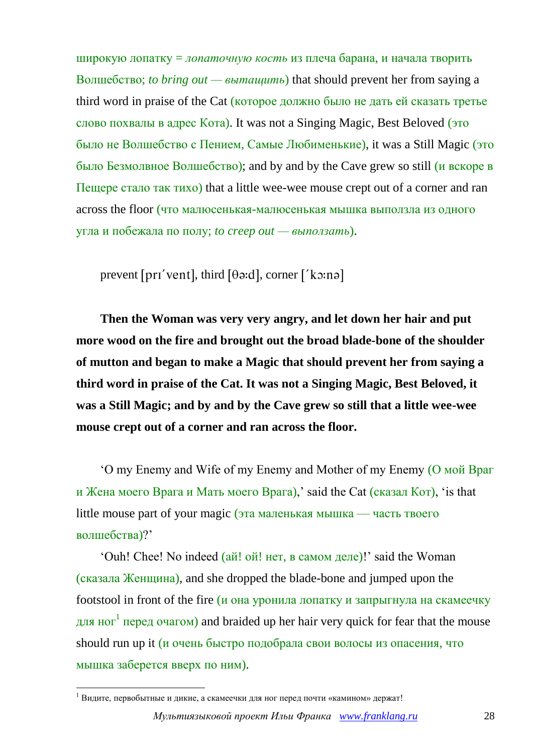широкую лопатку = *лопаточную кость* из плеча барана, и начала творить Волшебство; *to bring out — вытащить*) that should prevent her from saying a third word in praise of the Cat (которое должно было не дать ей сказать третье слово похвалы в адрес Кота). It was not a Singing Magic, Best Beloved (это было не Волшебство с Пением, Самые Любименькие), it was a Still Magic (это было Безмолвное Волшебство); and by and by the Cave grew so still (и вскоре в Пещере стало так тихо) that a little wee-wee mouse crept out of a corner and ran across the floor (что малюсенькая-малюсенькая мышка выползла из одного угла и побежала по полу; *to creep out — выползать*).

prevent [prɪˊvent], third [θə:d], corner [ˊkɔ:nə]

**Then the Woman was very very angry, and let down her hair and put more wood on the fire and brought out the broad blade-bone of the shoulder of mutton and began to make a Magic that should prevent her from saying a third word in praise of the Cat. It was not a Singing Magic, Best Beloved, it was a Still Magic; and by and by the Cave grew so still that a little wee-wee mouse crept out of a corner and ran across the floor.**

'O my Enemy and Wife of my Enemy and Mother of my Enemy (О мой Враг и Жена моего Врага и Мать моего Врага),' said the Cat (сказал Кот), 'is that little mouse part of your magic (эта маленькая мышка — часть твоего волшебства)?'

'Ouh! Chee! No indeed (ай! ой! нет, в самом деле)!' said the Woman (сказала Женщина), and she dropped the blade-bone and jumped upon the footstool in front of the fire (и она уронила лопатку и запрыгнула на скамеечку для ног[1] перед очагом) and braided up her hair very quick for fear that the mouse should run up it (и очень быстро подобрала свои волосы из опасения, что мышка заберется вверх по ним).

[1] Видите, первобытные и дикие, а скамеечки для ног перед почти «камином» держат!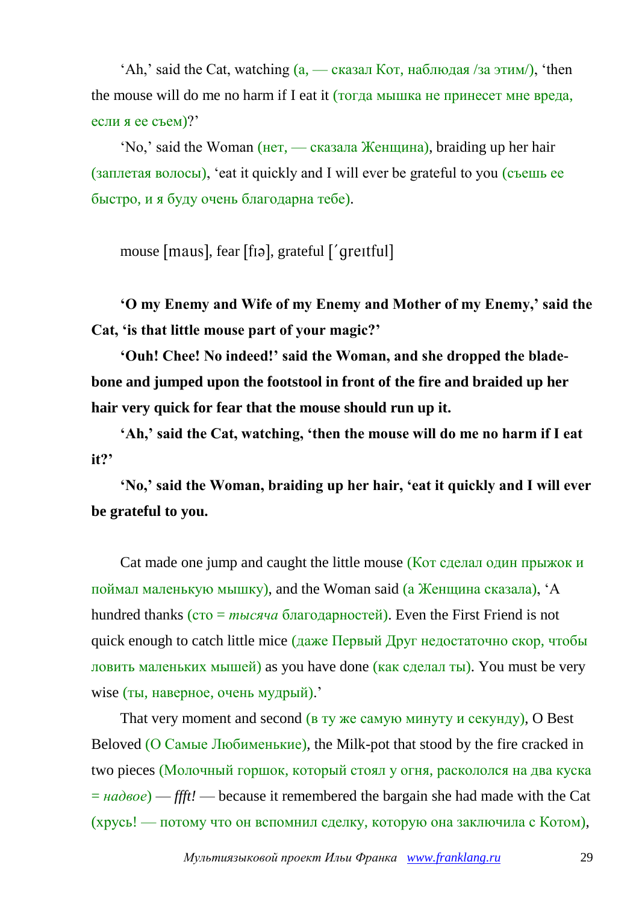'Ah,' said the Cat, watching (а, — сказал Кот, наблюдая /за этим/), 'then the mouse will do me no harm if I eat it (тогда мышка не принесет мне вреда, если я ее съем)?'

'No,' said the Woman (нет, — сказала Женщина), braiding up her hair (заплетая волосы), 'eat it quickly and I will ever be grateful to you (съешь ее быстро, и я буду очень благодарна тебе).

mouse [maus], fear [fɪə], grateful [΄greɪtful]

**'O my Enemy and Wife of my Enemy and Mother of my Enemy,' said the Cat, 'is that little mouse part of your magic?'**

**'Ouh! Chee! No indeed!' said the Woman, and she dropped the blade-bone and jumped upon the footstool in front of the fire and braided up her hair very quick for fear that the mouse should run up it.**

**'Ah,' said the Cat, watching, 'then the mouse will do me no harm if I eat it?'**

**'No,' said the Woman, braiding up her hair, 'eat it quickly and I will ever be grateful to you.**

Cat made one jump and caught the little mouse (Кот сделал один прыжок и поймал маленькую мышку), and the Woman said (а Женщина сказала), 'A hundred thanks (сто = *тысяча* благодарностей). Even the First Friend is not quick enough to catch little mice (даже Первый Друг недостаточно скор, чтобы ловить маленьких мышей) as you have done (как сделал ты). You must be very wise (ты, наверное, очень мудрый).'

That very moment and second (в ту же самую минуту и секунду), O Best Beloved (О Самые Любименькие), the Milk-pot that stood by the fire cracked in two pieces (Молочный горшок, который стоял у огня, раскололся на два куска = *надвое*) — *ffft!* — because it remembered the bargain she had made with the Cat (хрусь! — потому что он вспомнил сделку, которую она заключила с Котом),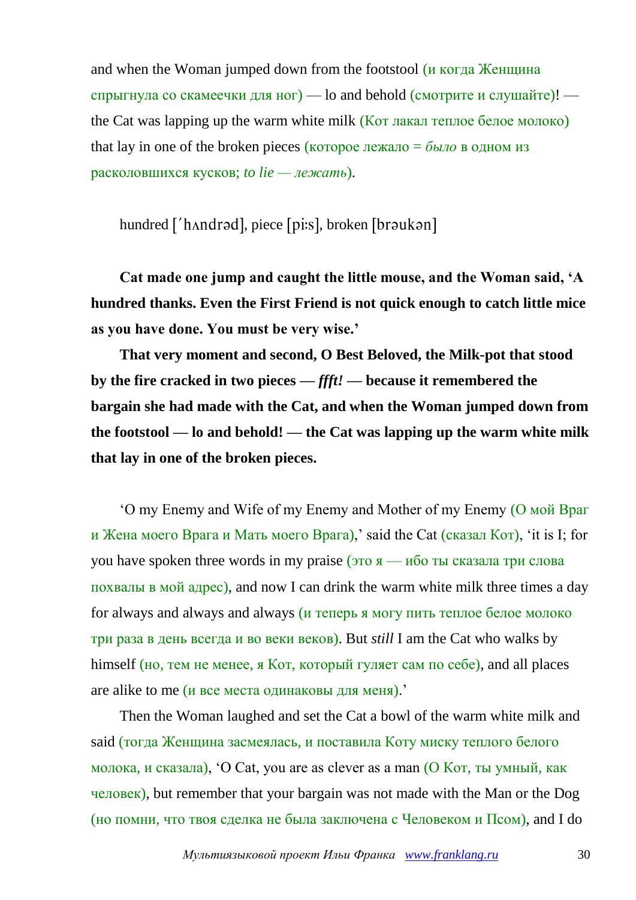and when the Woman jumped down from the footstool (и когда Женщина спрыгнула со скамеечки для ног) — lo and behold (смотрите и слушайте)! — the Cat was lapping up the warm white milk (Кот лакал теплое белое молоко) that lay in one of the broken pieces (которое лежало = *было* в одном из расколовшихся кусков; *to lie — лежать*).

hundred [΄hʌndrəd], piece [pi:s], broken [brəukən]

**Cat made one jump and caught the little mouse, and the Woman said, 'A hundred thanks. Even the First Friend is not quick enough to catch little mice as you have done. You must be very wise.'**

**That very moment and second, O Best Beloved, the Milk-pot that stood by the fire cracked in two pieces — *ffft!* — because it remembered the bargain she had made with the Cat, and when the Woman jumped down from the footstool — lo and behold! — the Cat was lapping up the warm white milk that lay in one of the broken pieces.**

'O my Enemy and Wife of my Enemy and Mother of my Enemy (О мой Враг и Жена моего Врага и Мать моего Врага),' said the Cat (сказал Кот), 'it is I; for you have spoken three words in my praise (это я — ибо ты сказала три слова похвалы в мой адрес), and now I can drink the warm white milk three times a day for always and always and always (и теперь я могу пить теплое белое молоко три раза в день всегда и во веки веков). But *still* I am the Cat who walks by himself (но, тем не менее, я Кот, который гуляет сам по себе), and all places are alike to me (и все места одинаковы для меня).'

Then the Woman laughed and set the Cat a bowl of the warm white milk and said (тогда Женщина засмеялась, и поставила Коту миску теплого белого молока, и сказала), 'O Cat, you are as clever as a man (О Кот, ты умный, как человек), but remember that your bargain was not made with the Man or the Dog (но помни, что твоя сделка не была заключена с Человеком и Псом), and I do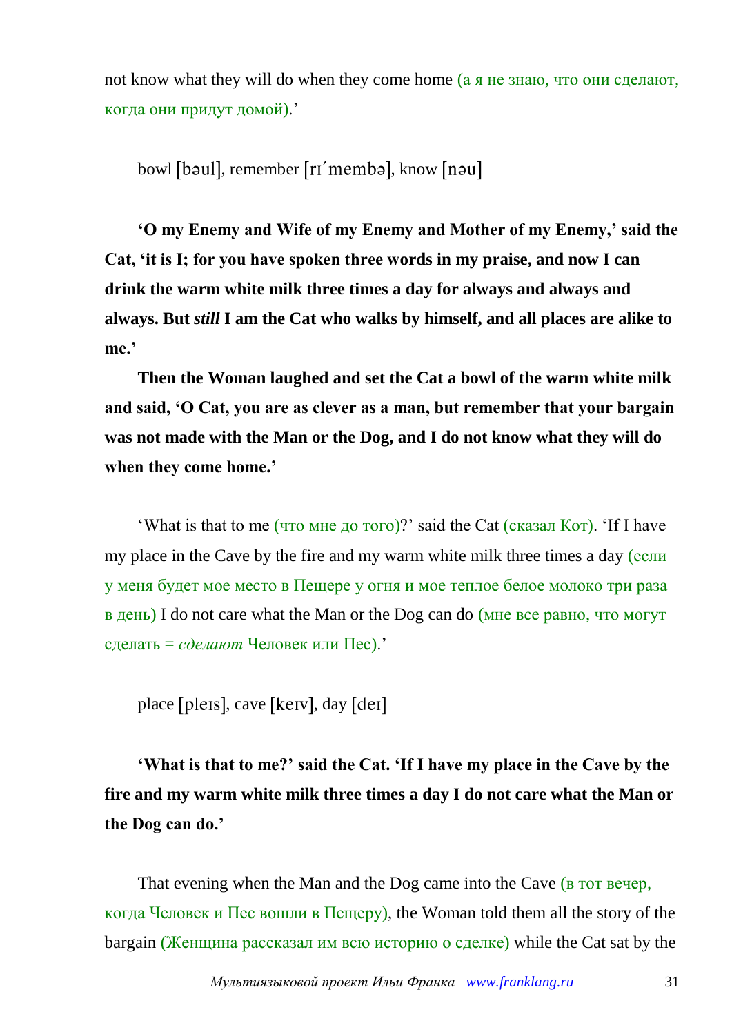not know what they will do when they come home (а я не знаю, что они сделают, когда они придут домой).'

bowl [bəul], remember [rɪˈmembə], know [nəu]

**'O my Enemy and Wife of my Enemy and Mother of my Enemy,' said the Cat, 'it is I; for you have spoken three words in my praise, and now I can drink the warm white milk three times a day for always and always and always. But *still* I am the Cat who walks by himself, and all places are alike to me.'**

**Then the Woman laughed and set the Cat a bowl of the warm white milk and said, 'O Cat, you are as clever as a man, but remember that your bargain was not made with the Man or the Dog, and I do not know what they will do when they come home.'**

'What is that to me (что мне до того)?' said the Cat (сказал Кот). 'If I have my place in the Cave by the fire and my warm white milk three times a day (если у меня будет мое место в Пещере у огня и мое теплое белое молоко три раза в день) I do not care what the Man or the Dog can do (мне все равно, что могут сделать = *сделают* Человек или Пес).'

place [pleɪs], cave [keɪv], day [deɪ]

**'What is that to me?' said the Cat. 'If I have my place in the Cave by the fire and my warm white milk three times a day I do not care what the Man or the Dog can do.'**

That evening when the Man and the Dog came into the Cave (в тот вечер, когда Человек и Пес вошли в Пещеру), the Woman told them all the story of the bargain (Женщина рассказал им всю историю о сделке) while the Cat sat by the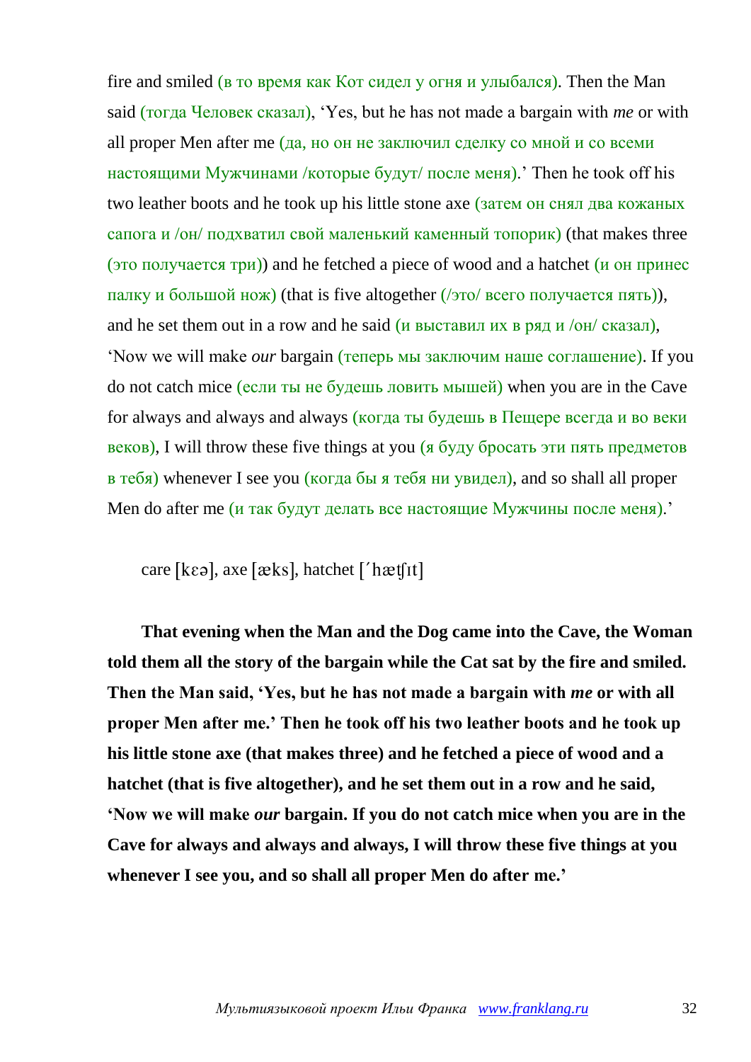fire and smiled (в то время как Кот сидел у огня и улыбался). Then the Man said (тогда Человек сказал), 'Yes, but he has not made a bargain with *me* or with all proper Men after me (да, но он не заключил сделку со мной и со всеми настоящими Мужчинами /которые будут/ после меня).' Then he took off his two leather boots and he took up his little stone axe (затем он снял два кожаных сапога и /он/ подхватил свой маленький каменный топорик) (that makes three (это получается три)) and he fetched a piece of wood and a hatchet (и он принес палку и большой нож) (that is five altogether (/это/ всего получается пять)), and he set them out in a row and he said (и выставил их в ряд и /он/ сказал), 'Now we will make *our* bargain (теперь мы заключим наше соглашение). If you do not catch mice (если ты не будешь ловить мышей) when you are in the Cave for always and always and always (когда ты будешь в Пещере всегда и во веки веков), I will throw these five things at you (я буду бросать эти пять предметов в тебя) whenever I see you (когда бы я тебя ни увидел), and so shall all proper Men do after me (и так будут делать все настоящие Мужчины после меня).'

care [kɛə], axe [æks], hatchet [ˈhætʃɪt]

**That evening when the Man and the Dog came into the Cave, the Woman told them all the story of the bargain while the Cat sat by the fire and smiled. Then the Man said, 'Yes, but he has not made a bargain with *me* or with all proper Men after me.' Then he took off his two leather boots and he took up his little stone axe (that makes three) and he fetched a piece of wood and a hatchet (that is five altogether), and he set them out in a row and he said, 'Now we will make *our* bargain. If you do not catch mice when you are in the Cave for always and always and always, I will throw these five things at you whenever I see you, and so shall all proper Men do after me.'**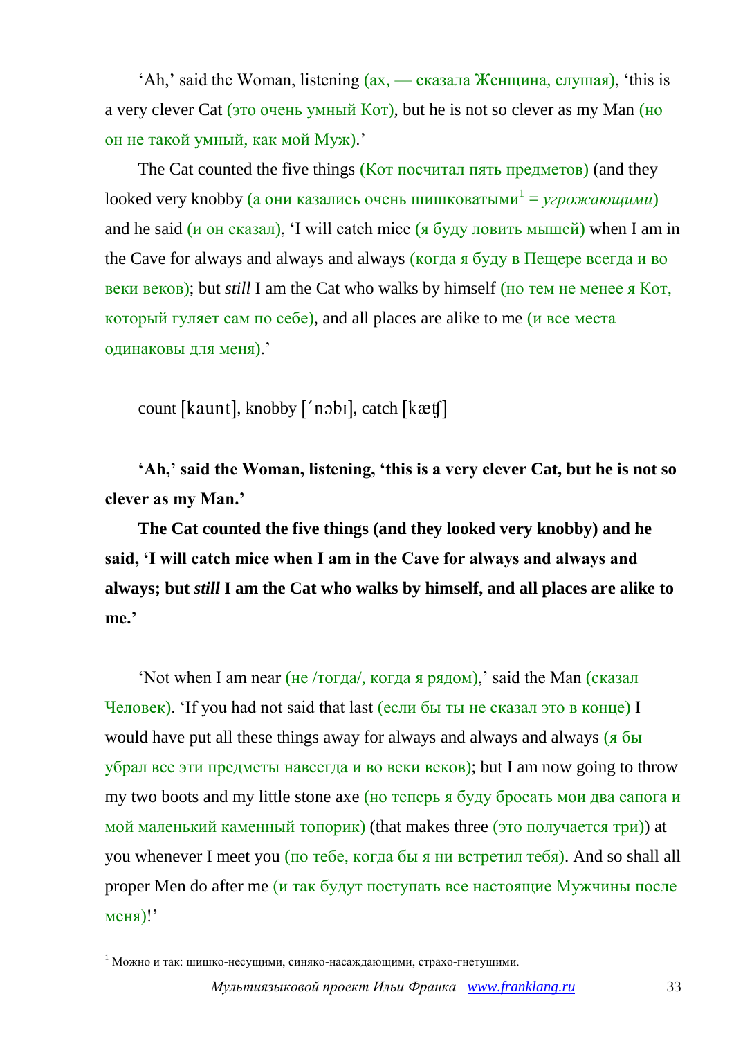'Ah,' said the Woman, listening (ах, — сказала Женщина, слушая), 'this is a very clever Cat (это очень умный Кот), but he is not so clever as my Man (но он не такой умный, как мой Муж).'

The Cat counted the five things (Кот посчитал пять предметов) (and they looked very knobby (а они казались очень шишковатыми[1] = *угрожающими*) and he said (и он сказал), 'I will catch mice (я буду ловить мышей) when I am in the Cave for always and always and always (когда я буду в Пещере всегда и во веки веков); but *still* I am the Cat who walks by himself (но тем не менее я Кот, который гуляет сам по себе), and all places are alike to me (и все места одинаковы для меня).'

count [kaunt], knobby [´nɔbı], catch [kæʧ]

**'Ah,' said the Woman, listening, 'this is a very clever Cat, but he is not so clever as my Man.'**

**The Cat counted the five things (and they looked very knobby) and he said, 'I will catch mice when I am in the Cave for always and always and always; but *still* I am the Cat who walks by himself, and all places are alike to me.'**

'Not when I am near (не /тогда/, когда я рядом),' said the Man (сказал Человек). 'If you had not said that last (если бы ты не сказал это в конце) I would have put all these things away for always and always and always (я бы убрал все эти предметы навсегда и во веки веков); but I am now going to throw my two boots and my little stone axe (но теперь я буду бросать мои два сапога и мой маленький каменный топорик) (that makes three (это получается три)) at you whenever I meet you (по тебе, когда бы я ни встретил тебя). And so shall all proper Men do after me (и так будут поступать все настоящие Мужчины после меня)!'

---

[1] Можно и так: шишко-несущими, синяко-насаждающими, страхо-гнетущими.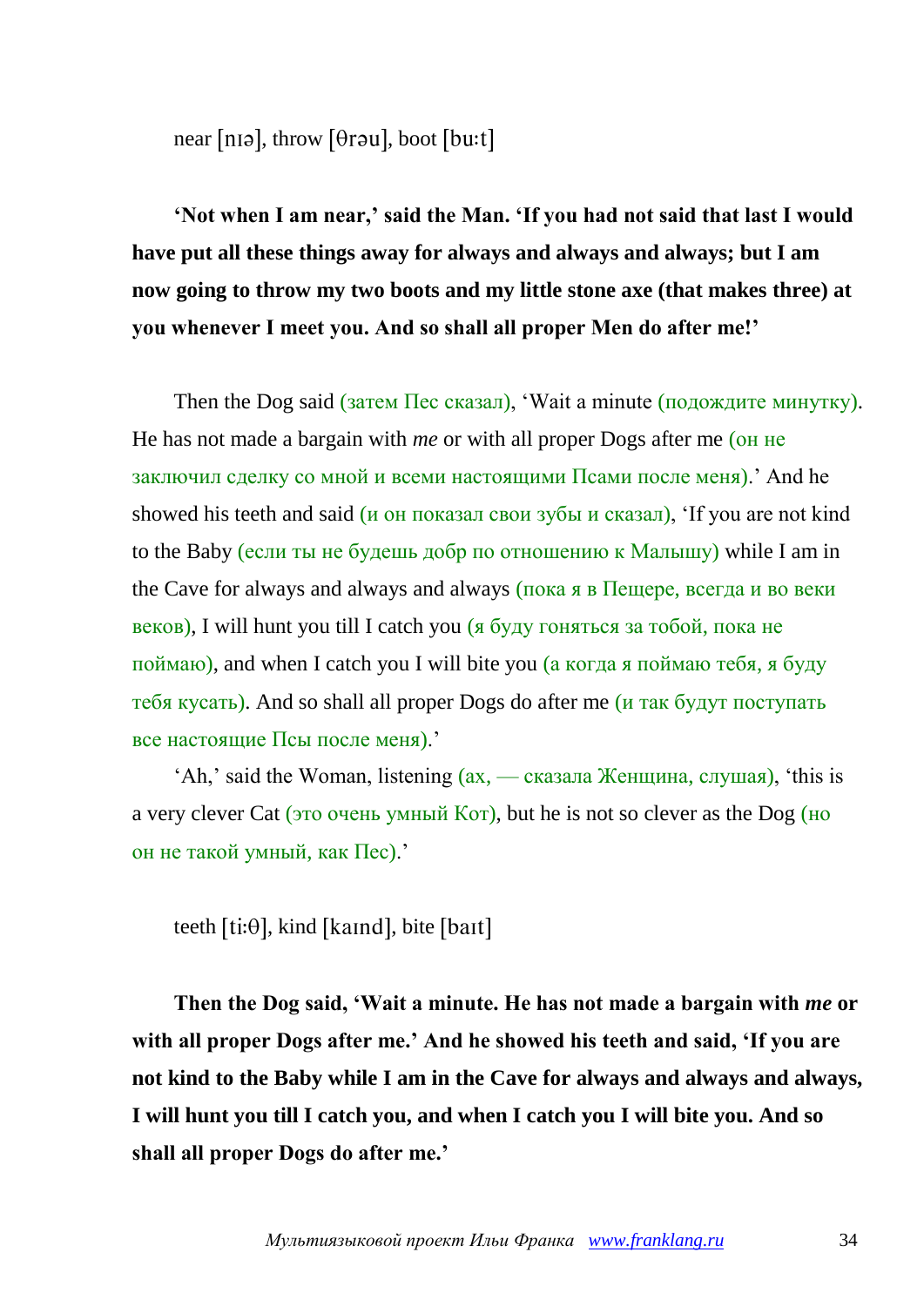near [nɪə], throw [θrəu], boot [buːt]

**'Not when I am near,' said the Man. 'If you had not said that last I would have put all these things away for always and always and always; but I am now going to throw my two boots and my little stone axe (that makes three) at you whenever I meet you. And so shall all proper Men do after me!'**

Then the Dog said (затем Пес сказал), 'Wait a minute (подождите минутку). He has not made a bargain with *me* or with all proper Dogs after me (он не заключил сделку со мной и всеми настоящими Псами после меня).' And he showed his teeth and said (и он показал свои зубы и сказал), 'If you are not kind to the Baby (если ты не будешь добр по отношению к Малышу) while I am in the Cave for always and always and always (пока я в Пещере, всегда и во веки веков), I will hunt you till I catch you (я буду гоняться за тобой, пока не поймаю), and when I catch you I will bite you (а когда я поймаю тебя, я буду тебя кусать). And so shall all proper Dogs do after me (и так будут поступать все настоящие Псы после меня).'

'Ah,' said the Woman, listening (ах, — сказала Женщина, слушая), 'this is a very clever Cat (это очень умный Кот), but he is not so clever as the Dog (но он не такой умный, как Пес).'

teeth [tiːθ], kind [kaɪnd], bite [baɪt]

**Then the Dog said, 'Wait a minute. He has not made a bargain with *me* or with all proper Dogs after me.' And he showed his teeth and said, 'If you are not kind to the Baby while I am in the Cave for always and always and always, I will hunt you till I catch you, and when I catch you I will bite you. And so shall all proper Dogs do after me.'**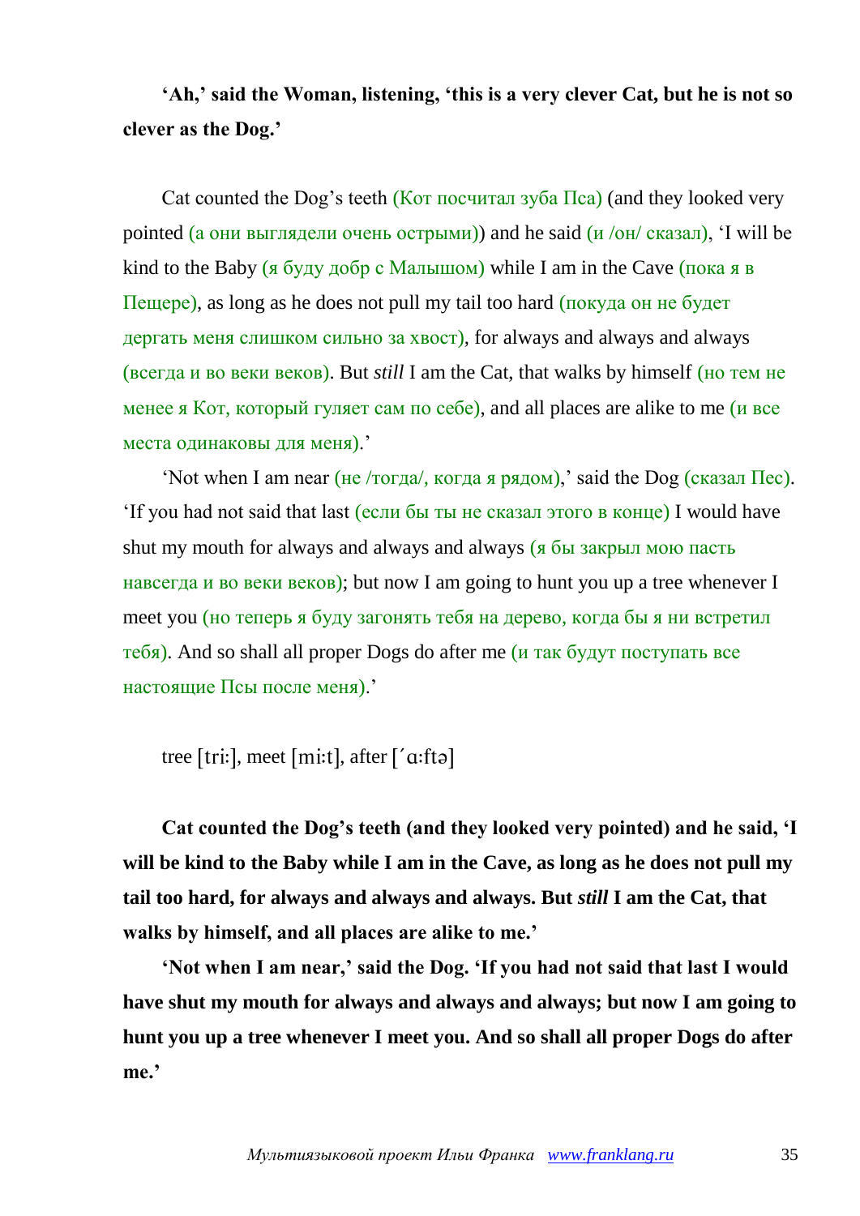**'Ah,' said the Woman, listening, 'this is a very clever Cat, but he is not so clever as the Dog.'**

Cat counted the Dog's teeth (Кот посчитал зуба Пса) (and they looked very pointed (а они выглядели очень острыми)) and he said (и /он/ сказал), 'I will be kind to the Baby (я буду добр с Малышом) while I am in the Cave (пока я в Пещере), as long as he does not pull my tail too hard (покуда он не будет дергать меня слишком сильно за хвост), for always and always and always (всегда и во веки веков). But *still* I am the Cat, that walks by himself (но тем не менее я Кот, который гуляет сам по себе), and all places are alike to me (и все места одинаковы для меня).'

'Not when I am near (не /тогда/, когда я рядом),' said the Dog (сказал Пес). 'If you had not said that last (если бы ты не сказал этого в конце) I would have shut my mouth for always and always and always (я бы закрыл мою пасть навсегда и во веки веков); but now I am going to hunt you up a tree whenever I meet you (но теперь я буду загонять тебя на дерево, когда бы я ни встретил тебя). And so shall all proper Dogs do after me (и так будут поступать все настоящие Псы после меня).'

tree [tri:], meet [mi:t], after [ˈɑ:ftə]

**Cat counted the Dog's teeth (and they looked very pointed) and he said, 'I will be kind to the Baby while I am in the Cave, as long as he does not pull my tail too hard, for always and always and always. But *still* I am the Cat, that walks by himself, and all places are alike to me.'**

**'Not when I am near,' said the Dog. 'If you had not said that last I would have shut my mouth for always and always and always; but now I am going to hunt you up a tree whenever I meet you. And so shall all proper Dogs do after me.'**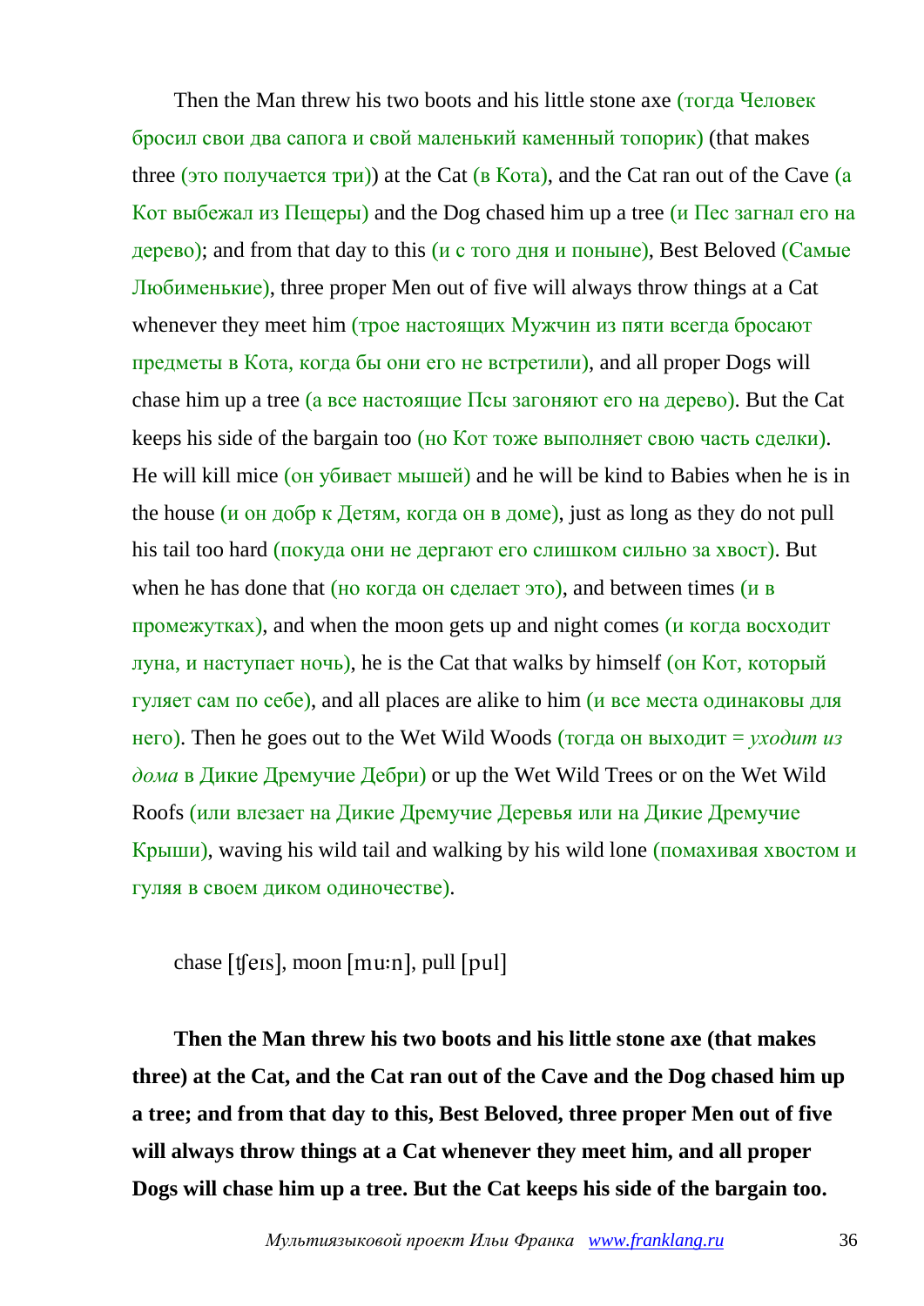Then the Man threw his two boots and his little stone axe (тогда Человек бросил свои два сапога и свой маленький каменный топорик) (that makes three (это получается три)) at the Cat (в Кота), and the Cat ran out of the Cave (а Кот выбежал из Пещеры) and the Dog chased him up a tree (и Пес загнал его на дерево); and from that day to this (и с того дня и поныне), Best Beloved (Самые Любименькие), three proper Men out of five will always throw things at a Cat whenever they meet him (трое настоящих Мужчин из пяти всегда бросают предметы в Кота, когда бы они его не встретили), and all proper Dogs will chase him up a tree (а все настоящие Псы загоняют его на дерево). But the Cat keeps his side of the bargain too (но Кот тоже выполняет свою часть сделки). He will kill mice (он убивает мышей) and he will be kind to Babies when he is in the house (и он добр к Детям, когда он в доме), just as long as they do not pull his tail too hard (покуда они не дергают его слишком сильно за хвост). But when he has done that (но когда он сделает это), and between times (и в промежутках), and when the moon gets up and night comes (и когда восходит луна, и наступает ночь), he is the Cat that walks by himself (он Кот, который гуляет сам по себе), and all places are alike to him (и все места одинаковы для него). Then he goes out to the Wet Wild Woods (тогда он выходит = *уходит из дома* в Дикие Дремучие Дебри) or up the Wet Wild Trees or on the Wet Wild Roofs (или влезает на Дикие Дремучие Деревья или на Дикие Дремучие Крыши), waving his wild tail and walking by his wild lone (помахивая хвостом и гуляя в своем диком одиночестве).

chase [ʧeɪs], moon [mu:n], pull [pul]

**Then the Man threw his two boots and his little stone axe (that makes three) at the Cat, and the Cat ran out of the Cave and the Dog chased him up a tree; and from that day to this, Best Beloved, three proper Men out of five will always throw things at a Cat whenever they meet him, and all proper Dogs will chase him up a tree. But the Cat keeps his side of the bargain too.**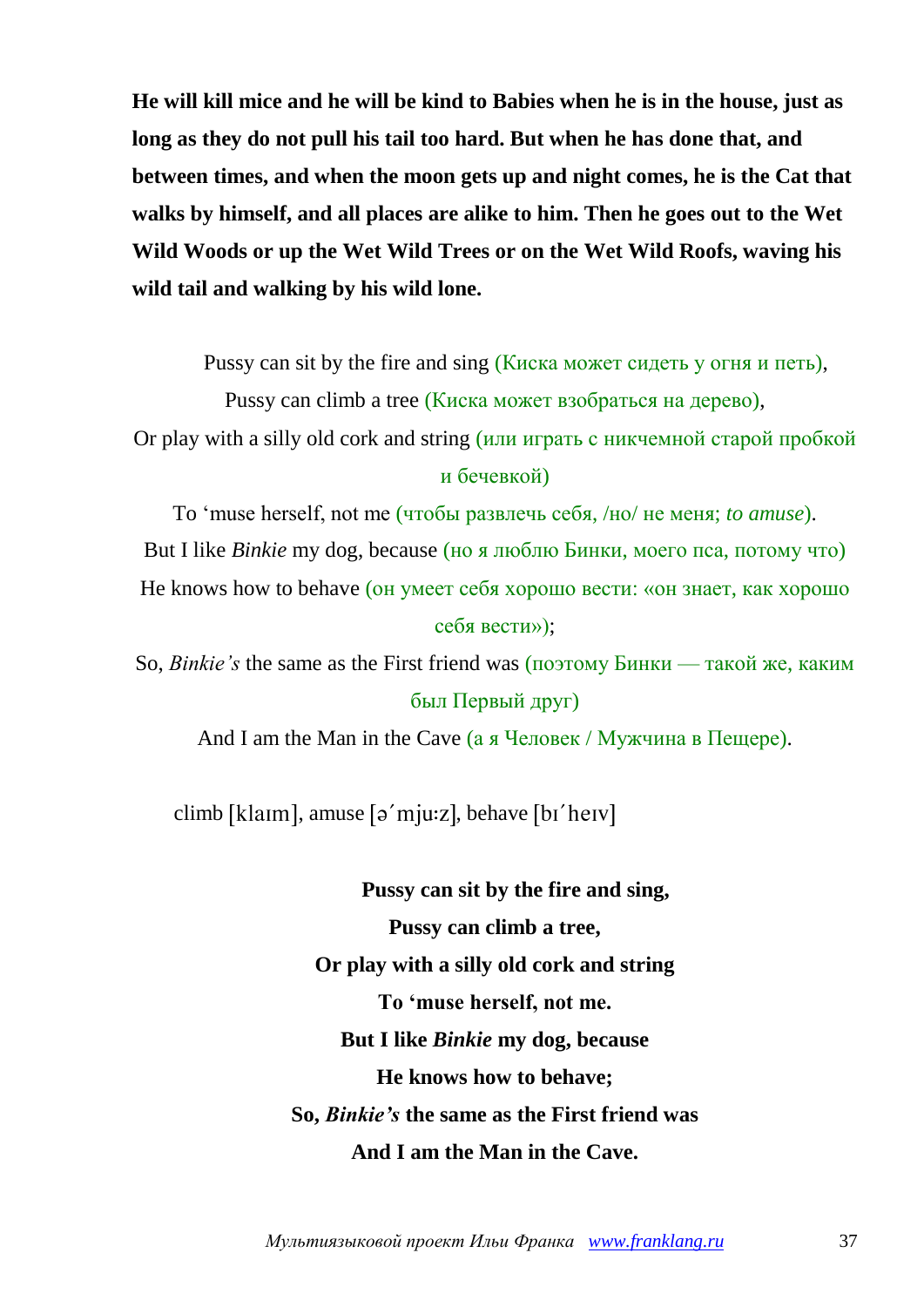**He will kill mice and he will be kind to Babies when he is in the house, just as long as they do not pull his tail too hard. But when he has done that, and between times, and when the moon gets up and night comes, he is the Cat that walks by himself, and all places are alike to him. Then he goes out to the Wet Wild Woods or up the Wet Wild Trees or on the Wet Wild Roofs, waving his wild tail and walking by his wild lone.**

Pussy can sit by the fire and sing (Киска может сидеть у огня и петь),
Pussy can climb a tree (Киска может взобраться на дерево),
Or play with a silly old cork and string (или играть с никчемной старой пробкой и бечевкой)
To 'muse herself, not me (чтобы развлечь себя, /но/ не меня; *to amuse*).
But I like *Binkie* my dog, because (но я люблю Бинки, моего пса, потому что)
He knows how to behave (он умеет себя хорошо вести: «он знает, как хорошо себя вести»);
So, *Binkie's* the same as the First friend was (поэтому Бинки — такой же, каким был Первый друг)
And I am the Man in the Cave (а я Человек / Мужчина в Пещере).

climb [klaɪm], amuse [ə´mju:z], behave [bɪ´heɪv]

**Pussy can sit by the fire and sing,**
**Pussy can climb a tree,**
**Or play with a silly old cork and string**
**To 'muse herself, not me.**
**But I like *Binkie* my dog, because**
**He knows how to behave;**
**So, *Binkie's* the same as the First friend was**
**And I am the Man in the Cave.**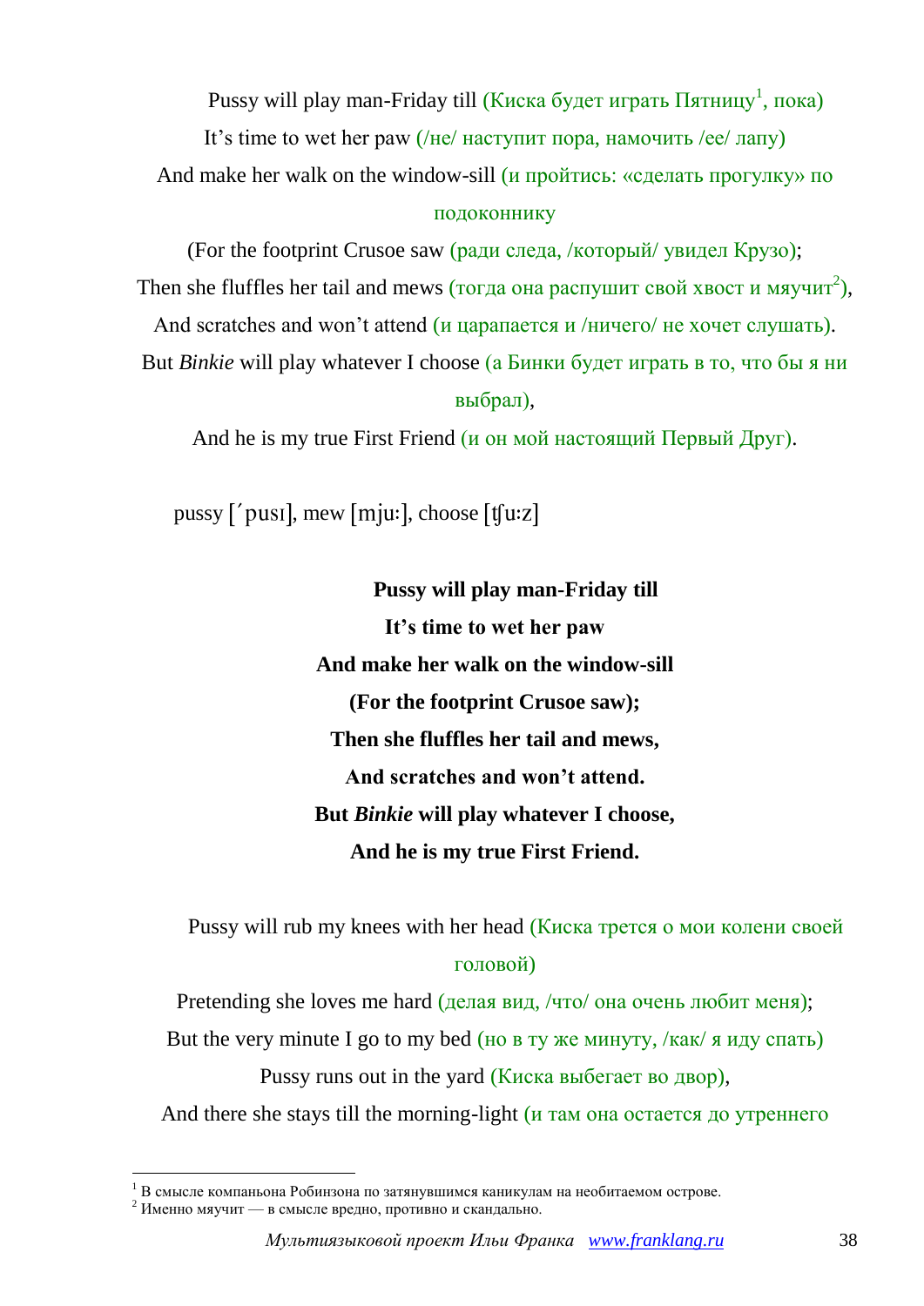Pussy will play man-Friday till (Киска будет играть Пятницу[1], пока)

It's time to wet her paw (/не/ наступит пора, намочить /ее/ лапу)

And make her walk on the window-sill (и пройтись: «сделать прогулку» по подоконнику

(For the footprint Crusoe saw (ради следа, /который/ увидел Крузо);

Then she fluffles her tail and mews (тогда она распушит свой хвост и мяучит[2]),

And scratches and won't attend (и царапается и /ничего/ не хочет слушать).

But *Binkie* will play whatever I choose (а Бинки будет играть в то, что бы я ни выбрал),

And he is my true First Friend (и он мой настоящий Первый Друг).

pussy [ˊpusɪ], mew [mjuː], choose [ʧuːz]

**Pussy will play man-Friday till**
**It's time to wet her paw**
**And make her walk on the window-sill**
**(For the footprint Crusoe saw);**
**Then she fluffles her tail and mews,**
**And scratches and won't attend.**
**But *Binkie* will play whatever I choose,**
**And he is my true First Friend.**

Pussy will rub my knees with her head (Киска трется о мои колени своей головой)

Pretending she loves me hard (делая вид, /что/ она очень любит меня);

But the very minute I go to my bed (но в ту же минуту, /как/ я иду спать)

Pussy runs out in the yard (Киска выбегает во двор),

And there she stays till the morning-light (и там она остается до утреннего

[1] В смысле компаньона Робинзона по затянувшимся каникулам на необитаемом острове.
[2] Именно мяучит — в смысле вредно, противно и скандально.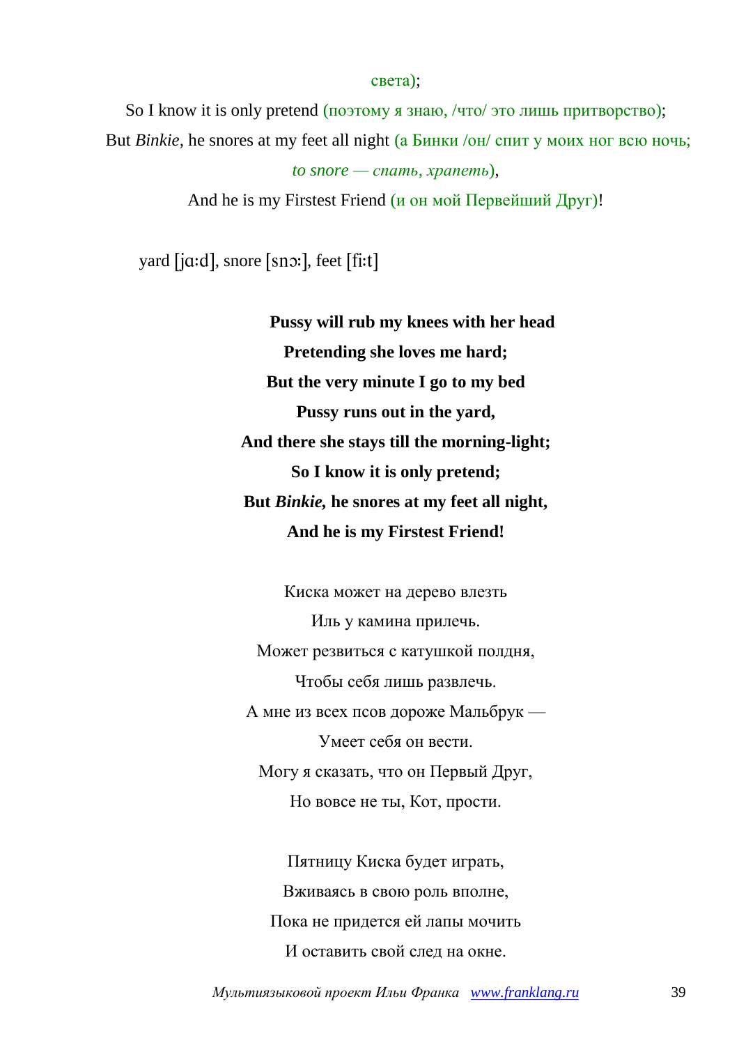света);

So I know it is only pretend (поэтому я знаю, /что/ это лишь притворство);

But *Binkie*, he snores at my feet all night (а Бинки /он/ спит у моих ног всю ночь; *to snore — спать, храпеть*),

And he is my Firstest Friend (и он мой Первейший Друг)!

yard [jɑːd], snore [snɔː], feet [fiːt]

**Pussy will rub my knees with her head**
**Pretending she loves me hard;**
**But the very minute I go to my bed**
**Pussy runs out in the yard,**
**And there she stays till the morning-light;**
**So I know it is only pretend;**
**But *Binkie*, he snores at my feet all night,**
**And he is my Firstest Friend!**

Киска может на дерево влезть
Иль у камина прилечь.
Может резвиться с катушкой полдня,
Чтобы себя лишь развлечь.
А мне из всех псов дороже Мальбрук —
Умеет себя он вести.
Могу я сказать, что он Первый Друг,
Но вовсе не ты, Кот, прости.

Пятницу Киска будет играть,
Вживаясь в свою роль вполне,
Пока не придется ей лапы мочить
И оставить свой след на окне.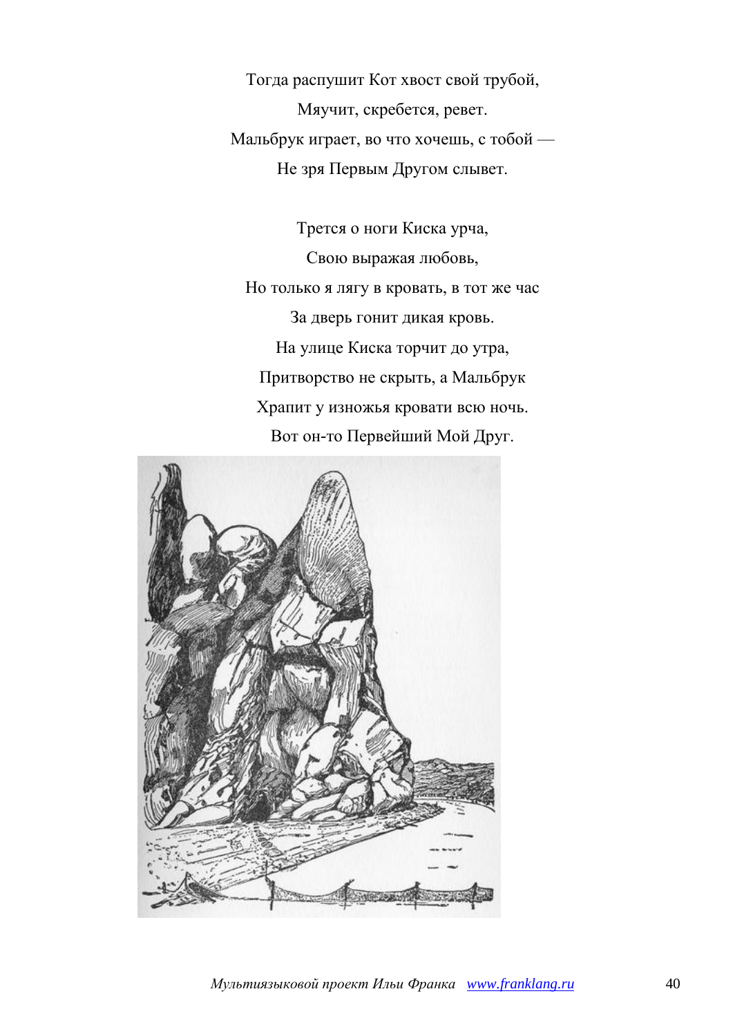Тогда распушит Кот хвост свой трубой,  
Мяучит, скребется, ревет.  
Мальбрук играет, во что хочешь, с тобой —  
Не зря Первым Другом слывет.

Трется о ноги Киска урча,  
Свою выражая любовь,  
Но только я лягу в кровать, в тот же час  
За дверь гонит дикая кровь.  
На улице Киска торчит до утра,  
Притворство не скрыть, а Мальбрук  
Храпит у изножья кровати всю ночь.  
Вот он-то Первейший Мой Друг.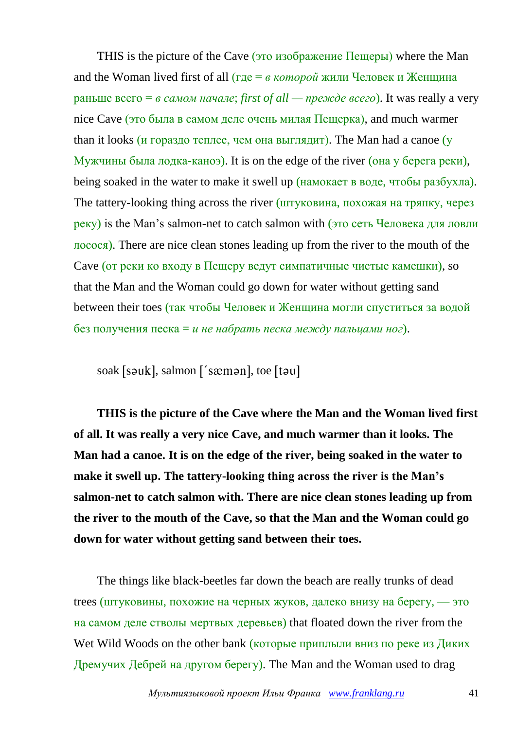THIS is the picture of the Cave (это изображение Пещеры) where the Man and the Woman lived first of all (где = *в которой* жили Человек и Женщина раньше всего = *в самом начале*; *first of all — прежде всего*). It was really a very nice Cave (это была в самом деле очень милая Пещерка), and much warmer than it looks (и гораздо теплее, чем она выглядит). The Man had a canoe (у Мужчины была лодка-каноэ). It is on the edge of the river (она у берега реки), being soaked in the water to make it swell up (намокает в воде, чтобы разбухла). The tattery-looking thing across the river (штуковина, похожая на тряпку, через реку) is the Man's salmon-net to catch salmon with (это сеть Человека для ловли лосося). There are nice clean stones leading up from the river to the mouth of the Cave (от реки ко входу в Пещеру ведут симпатичные чистые камешки), so that the Man and the Woman could go down for water without getting sand between their toes (так чтобы Человек и Женщина могли спуститься за водой без получения песка = *и не набрать песка между пальцами ног*).

soak [səuk], salmon [´sæmən], toe [təu]

**THIS is the picture of the Cave where the Man and the Woman lived first of all. It was really a very nice Cave, and much warmer than it looks. The Man had a canoe. It is on the edge of the river, being soaked in the water to make it swell up. The tattery-looking thing across the river is the Man's salmon-net to catch salmon with. There are nice clean stones leading up from the river to the mouth of the Cave, so that the Man and the Woman could go down for water without getting sand between their toes.**

The things like black-beetles far down the beach are really trunks of dead trees (штуковины, похожие на черных жуков, далеко внизу на берегу, — это на самом деле стволы мертвых деревьев) that floated down the river from the Wet Wild Woods on the other bank (которые приплыли вниз по реке из Диких Дремучих Дебрей на другом берегу). The Man and the Woman used to drag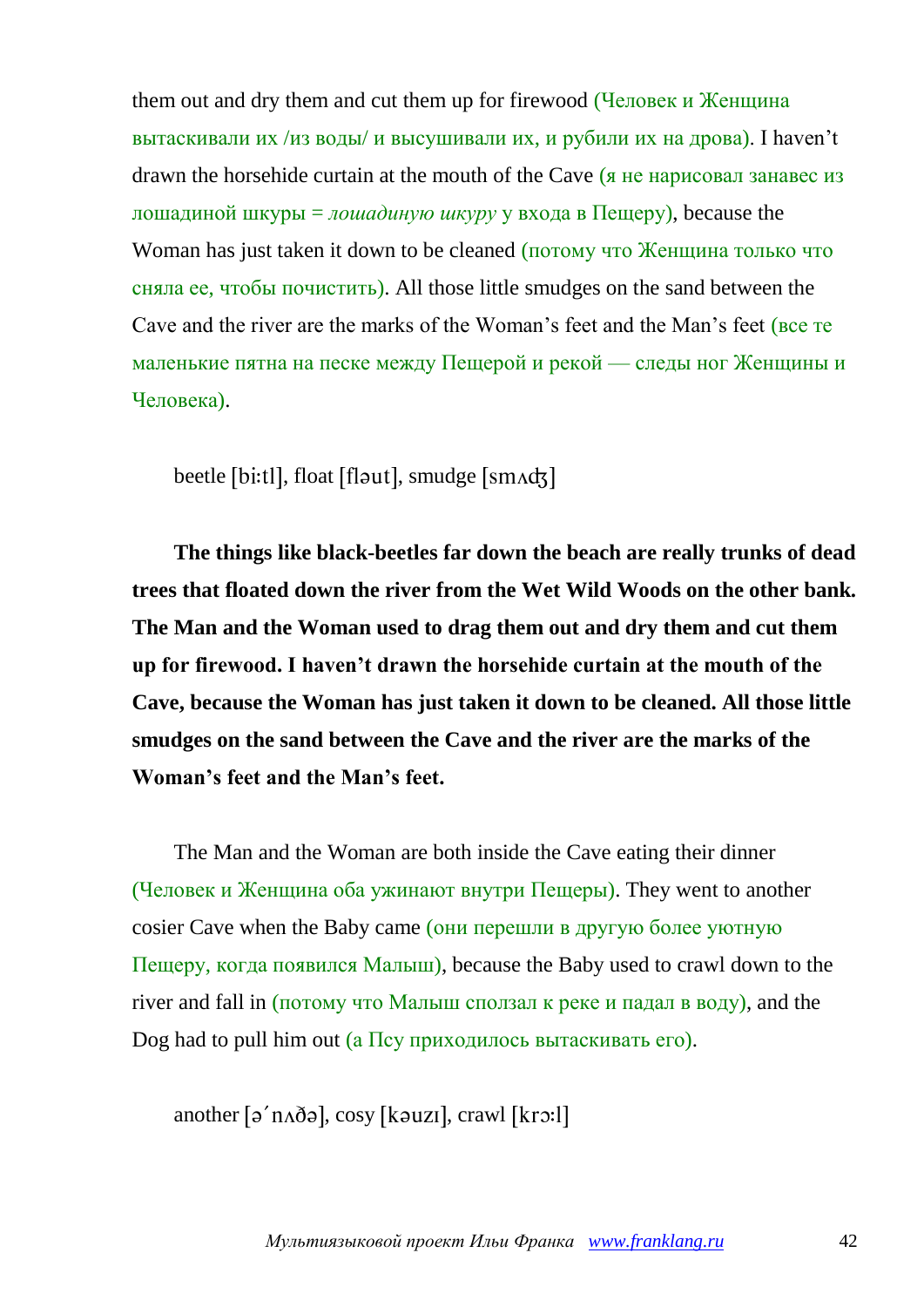them out and dry them and cut them up for firewood (Человек и Женщина вытаскивали их /из воды/ и высушивали их, и рубили их на дрова). I haven't drawn the horsehide curtain at the mouth of the Cave (я не нарисовал занавес из лошадиной шкуры = *лошадиную шкуру* у входа в Пещеру), because the Woman has just taken it down to be cleaned (потому что Женщина только что сняла ее, чтобы почистить). All those little smudges on the sand between the Cave and the river are the marks of the Woman's feet and the Man's feet (все те маленькие пятна на песке между Пещерой и рекой — следы ног Женщины и Человека).

beetle [bi:tl], float [fləut], smudge [smʌʤ]

**The things like black-beetles far down the beach are really trunks of dead trees that floated down the river from the Wet Wild Woods on the other bank. The Man and the Woman used to drag them out and dry them and cut them up for firewood. I haven't drawn the horsehide curtain at the mouth of the Cave, because the Woman has just taken it down to be cleaned. All those little smudges on the sand between the Cave and the river are the marks of the Woman's feet and the Man's feet.**

The Man and the Woman are both inside the Cave eating their dinner (Человек и Женщина оба ужинают внутри Пещеры). They went to another cosier Cave when the Baby came (они перешли в другую более уютную Пещеру, когда появился Малыш), because the Baby used to crawl down to the river and fall in (потому что Малыш сползал к реке и падал в воду), and the Dog had to pull him out (а Псу приходилось вытаскивать его).

another [əˊnʌðə], cosy [kəuzɪ], crawl [krɔ:l]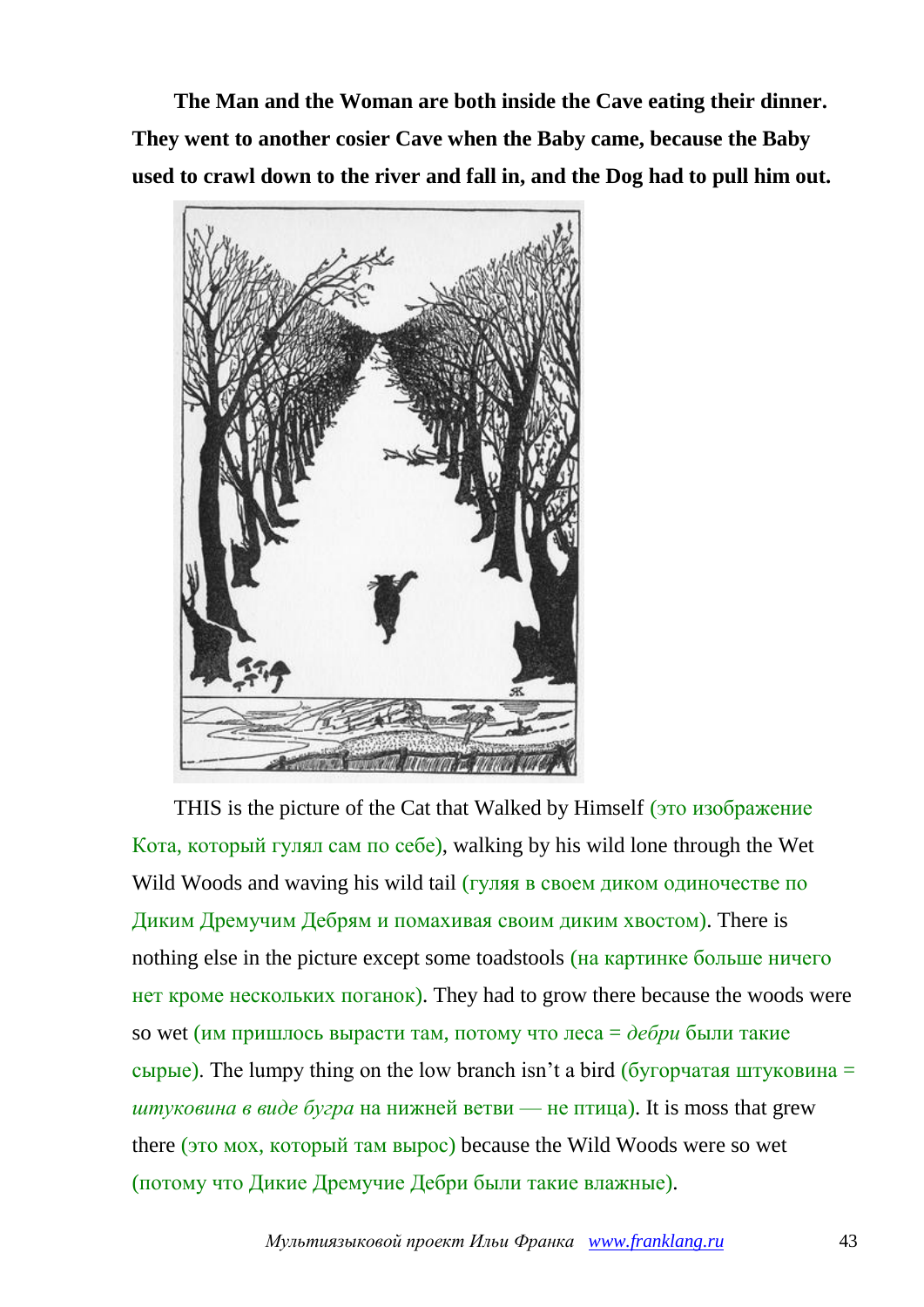**The Man and the Woman are both inside the Cave eating their dinner. They went to another cosier Cave when the Baby came, because the Baby used to crawl down to the river and fall in, and the Dog had to pull him out.**

THIS is the picture of the Cat that Walked by Himself (это изображение Кота, который гулял сам по себе), walking by his wild lone through the Wet Wild Woods and waving his wild tail (гуляя в своем диком одиночестве по Диким Дремучим Дебрям и помахивая своим диким хвостом). There is nothing else in the picture except some toadstools (на картинке больше ничего нет кроме нескольких поганок). They had to grow there because the woods were so wet (им пришлось вырасти там, потому что леса = *дебри* были такие сырые). The lumpy thing on the low branch isn't a bird (бугорчатая штуковина = *штуковина в виде бугра* на нижней ветви — не птица). It is moss that grew there (это мох, который там вырос) because the Wild Woods were so wet (потому что Дикие Дремучие Дебри были такие влажные).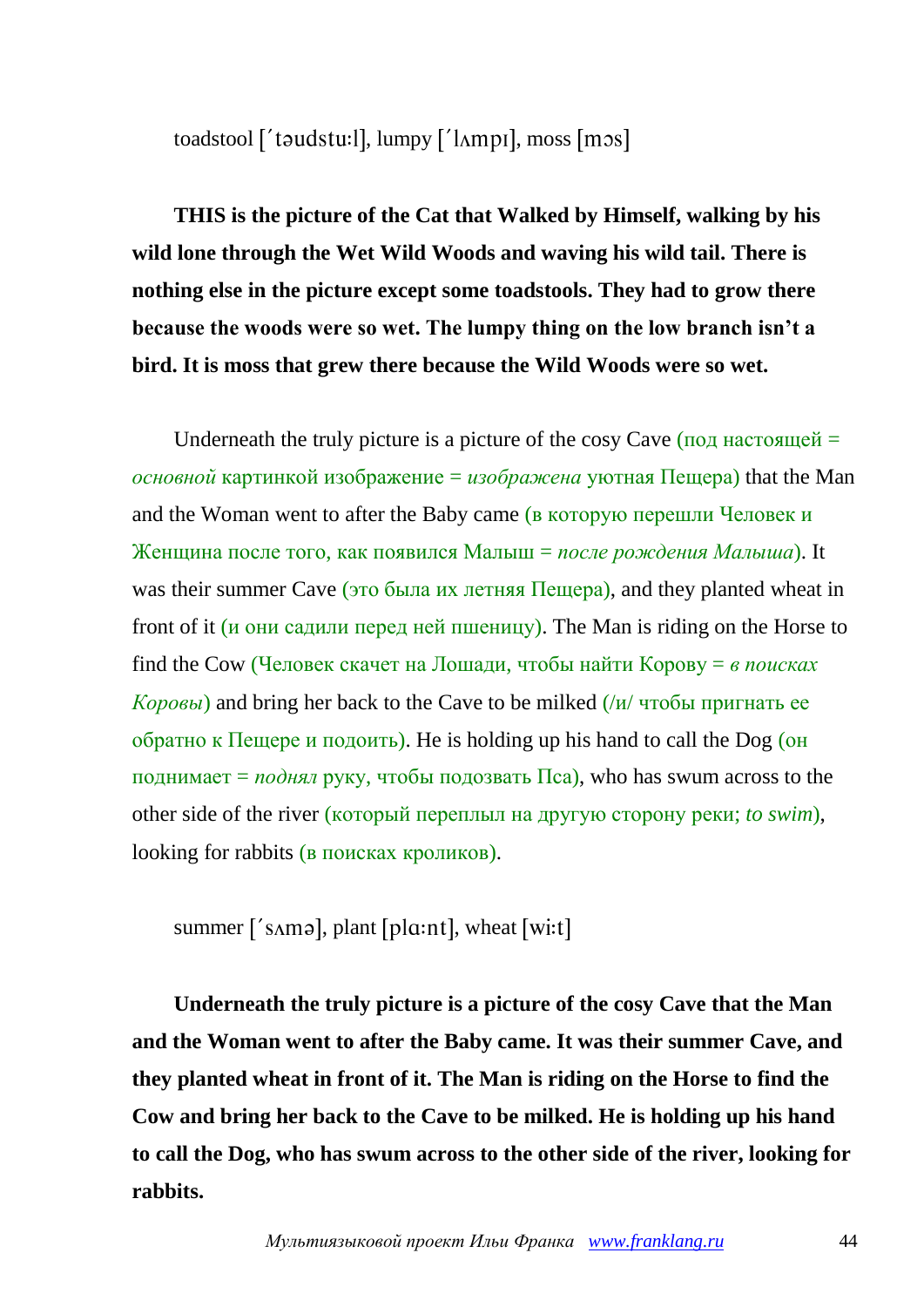toadstool [ˊtəudstu:l], lumpy [ˊlʌmpɪ], moss [mɔs]

**THIS is the picture of the Cat that Walked by Himself, walking by his wild lone through the Wet Wild Woods and waving his wild tail. There is nothing else in the picture except some toadstools. They had to grow there because the woods were so wet. The lumpy thing on the low branch isn't a bird. It is moss that grew there because the Wild Woods were so wet.**

Underneath the truly picture is a picture of the cosy Cave (под настоящей = *основной* картинкой изображение = *изображена* уютная Пещера) that the Man and the Woman went to after the Baby came (в которую перешли Человек и Женщина после того, как появился Малыш = *после рождения Малыша*). It was their summer Cave (это была их летняя Пещера), and they planted wheat in front of it (и они садили перед ней пшеницу). The Man is riding on the Horse to find the Cow (Человек скачет на Лошади, чтобы найти Корову = *в поисках Коровы*) and bring her back to the Cave to be milked (/и/ чтобы пригнать ее обратно к Пещере и подоить). He is holding up his hand to call the Dog (он поднимает = *поднял* руку, чтобы подозвать Пса), who has swum across to the other side of the river (который переплыл на другую сторону реки; *to swim*), looking for rabbits (в поисках кроликов).

summer [ˊsʌmə], plant [plɑ:nt], wheat [wi:t]

**Underneath the truly picture is a picture of the cosy Cave that the Man and the Woman went to after the Baby came. It was their summer Cave, and they planted wheat in front of it. The Man is riding on the Horse to find the Cow and bring her back to the Cave to be milked. He is holding up his hand to call the Dog, who has swum across to the other side of the river, looking for rabbits.**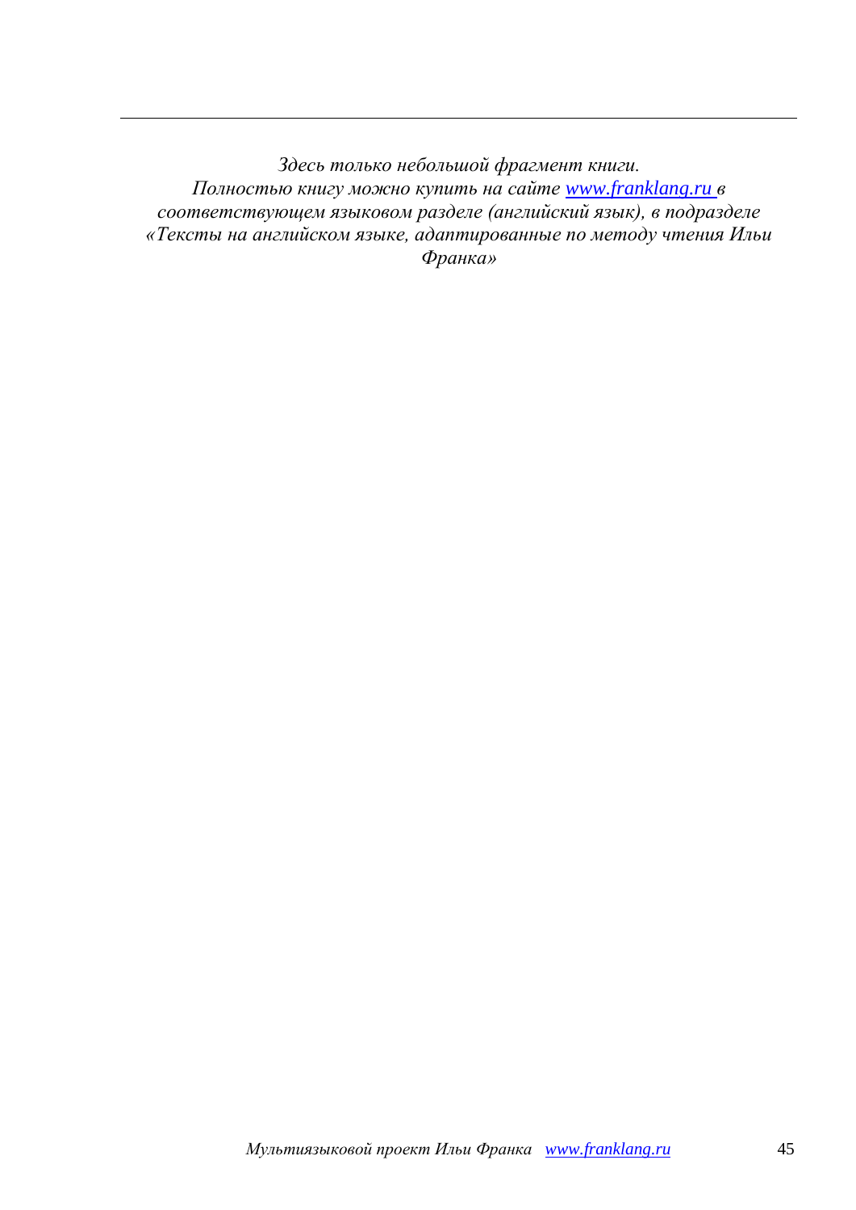---

*Здесь только небольшой фрагмент книги.*
*Полностью книгу можно купить на сайте [www.franklang.ru](http://www.franklang.ru) в соответствующем языковом разделе (английский язык), в подразделе «Тексты на английском языке, адаптированные по методу чтения Ильи Франка»*